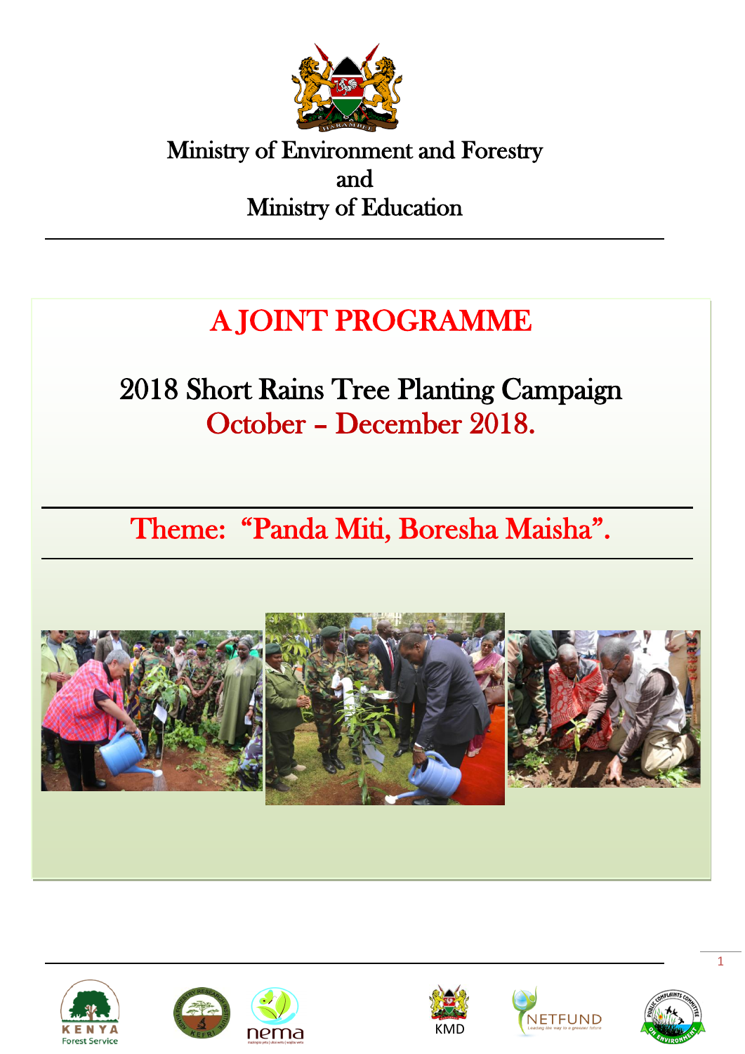Ministry of Environment and Forestry
and
Ministry of Education

# A JOINT PROGRAMME

## 2018 Short Rains Tree Planting Campaign
## October – December 2018.

## Theme: “Panda Miti, Boresha Maisha”.

KENYA Forest Service

KEFRI

nema

KMD

NETFUND

PUBLIC COMPLAINTS COMMITTEE ON ENVIRONMENT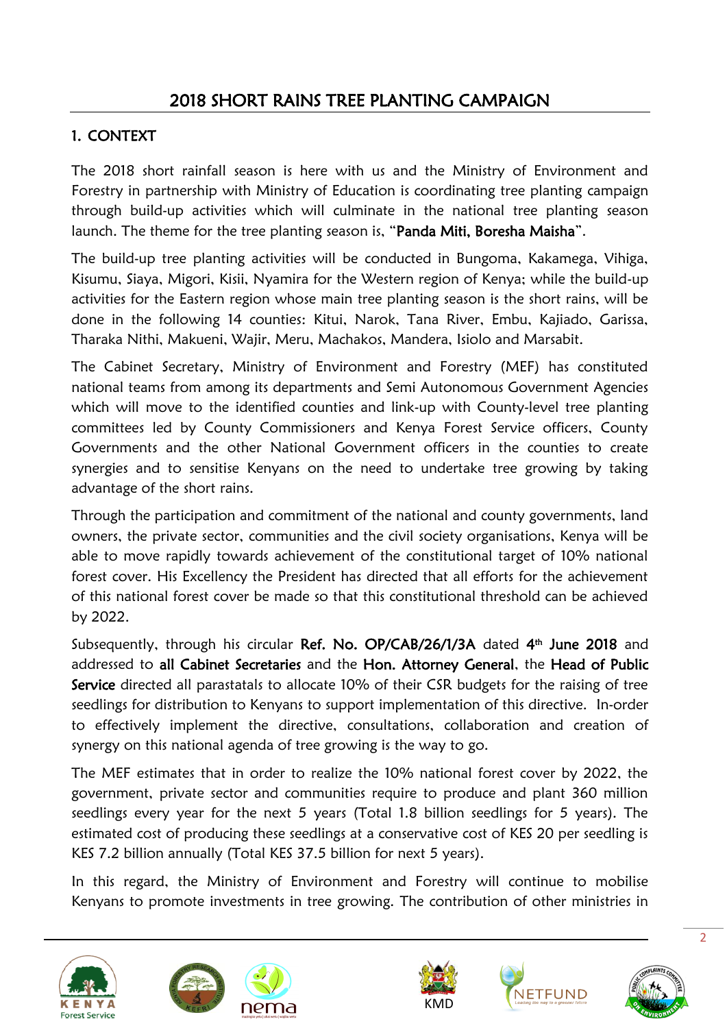## 2018 SHORT RAINS TREE PLANTING CAMPAIGN

### 1. CONTEXT

The 2018 short rainfall season is here with us and the Ministry of Environment and Forestry in partnership with Ministry of Education is coordinating tree planting campaign through build-up activities which will culminate in the national tree planting season launch. The theme for the tree planting season is, "**Panda Miti, Boresha Maisha**".

The build-up tree planting activities will be conducted in Bungoma, Kakamega, Vihiga, Kisumu, Siaya, Migori, Kisii, Nyamira for the Western region of Kenya; while the build-up activities for the Eastern region whose main tree planting season is the short rains, will be done in the following 14 counties: Kitui, Narok, Tana River, Embu, Kajiado, Garissa, Tharaka Nithi, Makueni, Wajir, Meru, Machakos, Mandera, Isiolo and Marsabit.

The Cabinet Secretary, Ministry of Environment and Forestry (MEF) has constituted national teams from among its departments and Semi Autonomous Government Agencies which will move to the identified counties and link-up with County-level tree planting committees led by County Commissioners and Kenya Forest Service officers, County Governments and the other National Government officers in the counties to create synergies and to sensitise Kenyans on the need to undertake tree growing by taking advantage of the short rains.

Through the participation and commitment of the national and county governments, land owners, the private sector, communities and the civil society organisations, Kenya will be able to move rapidly towards achievement of the constitutional target of 10% national forest cover. His Excellency the President has directed that all efforts for the achievement of this national forest cover be made so that this constitutional threshold can be achieved by 2022.

Subsequently, through his circular **Ref. No. OP/CAB/26/1/3A** dated **4th June 2018** and addressed to **all Cabinet Secretaries** and the **Hon. Attorney General**, the **Head of Public Service** directed all parastatals to allocate 10% of their CSR budgets for the raising of tree seedlings for distribution to Kenyans to support implementation of this directive. In-order to effectively implement the directive, consultations, collaboration and creation of synergy on this national agenda of tree growing is the way to go.

The MEF estimates that in order to realize the 10% national forest cover by 2022, the government, private sector and communities require to produce and plant 360 million seedlings every year for the next 5 years (Total 1.8 billion seedlings for 5 years). The estimated cost of producing these seedlings at a conservative cost of KES 20 per seedling is KES 7.2 billion annually (Total KES 37.5 billion for next 5 years).

In this regard, the Ministry of Environment and Forestry will continue to mobilise Kenyans to promote investments in tree growing. The contribution of other ministries in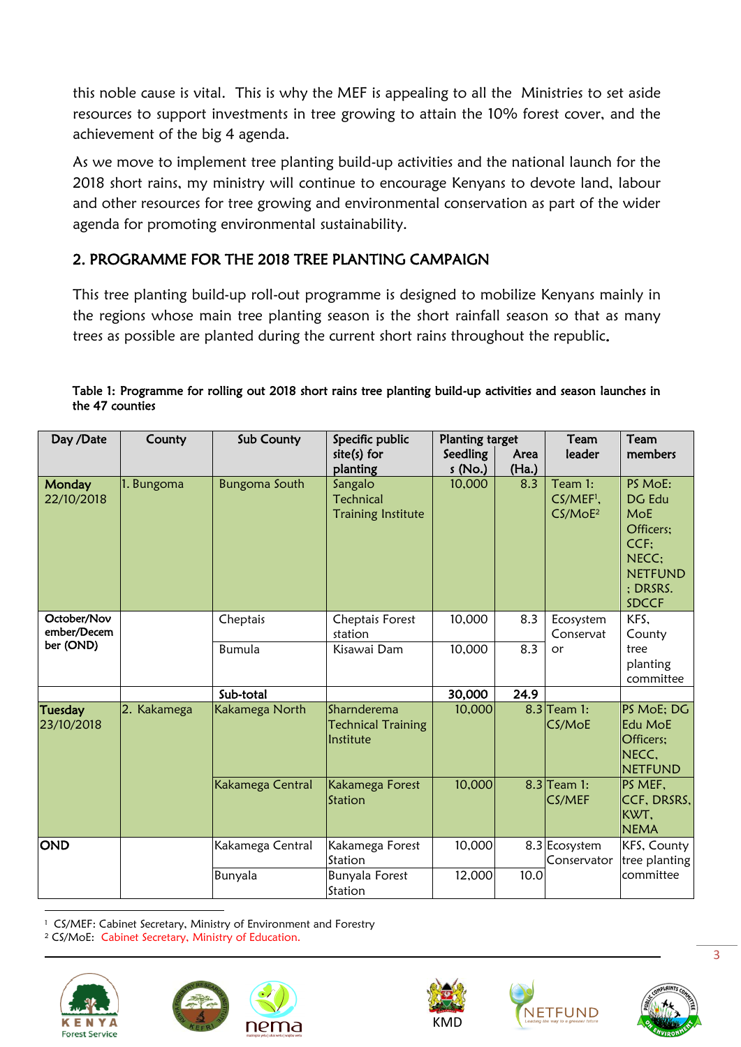this noble cause is vital. This is why the MEF is appealing to all the Ministries to set aside resources to support investments in tree growing to attain the 10% forest cover, and the achievement of the big 4 agenda.

As we move to implement tree planting build-up activities and the national launch for the 2018 short rains, my ministry will continue to encourage Kenyans to devote land, labour and other resources for tree growing and environmental conservation as part of the wider agenda for promoting environmental sustainability.

## 2. PROGRAMME FOR THE 2018 TREE PLANTING CAMPAIGN

This tree planting build-up roll-out programme is designed to mobilize Kenyans mainly in the regions whose main tree planting season is the short rainfall season so that as many trees as possible are planted during the current short rains throughout the republic.

**Table 1: Programme for rolling out 2018 short rains tree planting build-up activities and season launches in the 47 counties**

| Day /Date | County | Sub County | Specific public site(s) for planting | Planting target | | Team leader | Team members |
|---|---|---|---|---|---|---|---|
| | | | | Seedlings (No.) | Area (Ha.) | | |
| Monday 22/10/2018 | 1. Bungoma | Bungoma South | Sangalo Technical Training Institute | 10,000 | 8.3 | Team 1: CS/MEF[1], CS/MoE[2] | PS MoE: DG Edu MoE Officers; CCF; NECC; NETFUND; DRSRS. SDCCF |
| October/November/December (OND) | | Cheptais | Cheptais Forest station | 10,000 | 8.3 | Ecosystem Conservator | KFS, County tree planting committee |
| | | Bumula | Kisawai Dam | 10,000 | 8.3 | | |
| | | Sub-total | | 30,000 | 24.9 | | |
| Tuesday 23/10/2018 | 2. Kakamega | Kakamega North | Sharnderema Technical Training Institute | 10,000 | 8.3 | Team 1: CS/MoE | PS MoE; DG Edu MoE Officers; NECC, NETFUND |
| | | Kakamega Central | Kakamega Forest Station | 10,000 | 8.3 | Team 1: CS/MEF | PS MEF, CCF, DRSRS, KWT, NEMA |
| OND | | Kakamega Central | Kakamega Forest Station | 10,000 | 8.3 | Ecosystem Conservator | KFS, County tree planting committee |
| | | Bunyala | Bunyala Forest Station | 12,000 | 10.0 | | |

[1] CS/MEF: Cabinet Secretary, Ministry of Environment and Forestry
[2] CS/MoE: Cabinet Secretary, Ministry of Education.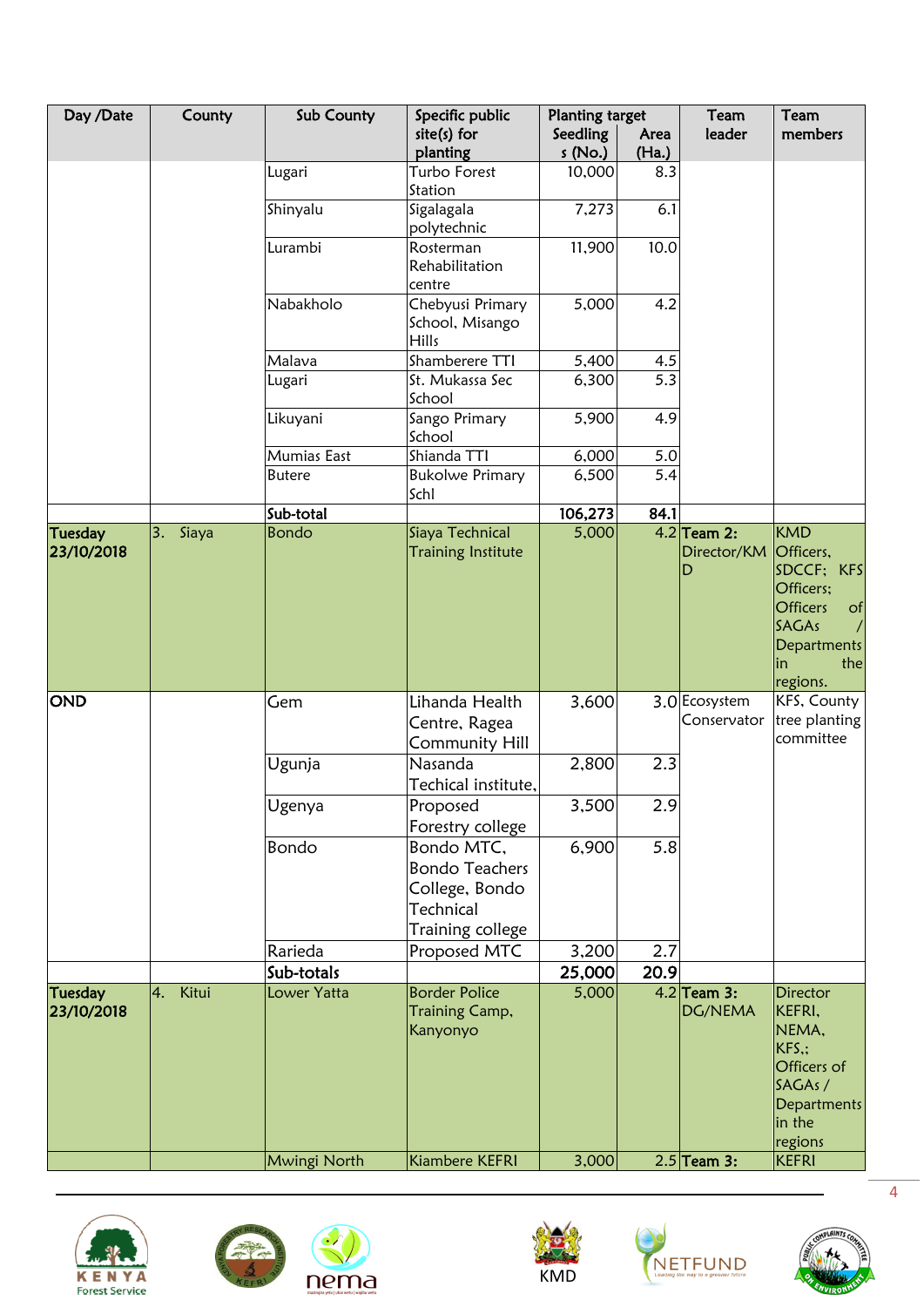| Day /Date | County | Sub County | Specific public site(s) for planting | Planting target | | Team leader | Team members |
|---|---|---|---|---|---|---|---|
| | | | | Seedlings (No.) | Area (Ha.) | | |
| | | Lugari | Turbo Forest Station | 10,000 | 8.3 | | |
| | | Shinyalu | Sigalagala polytechnic | 7,273 | 6.1 | | |
| | | Lurambi | Rosterman Rehabilitation centre | 11,900 | 10.0 | | |
| | | Nabakholo | Chebyusi Primary School, Misango Hills | 5,000 | 4.2 | | |
| | | Malava | Shamberere TTI | 5,400 | 4.5 | | |
| | | Lugari | St. Mukassa Sec School | 6,300 | 5.3 | | |
| | | Likuyani | Sango Primary School | 5,900 | 4.9 | | |
| | | Mumias East | Shianda TTI | 6,000 | 5.0 | | |
| | | Butere | Bukolwe Primary Schl | 6,500 | 5.4 | | |
| | | **Sub-total** | | **106,273** | **84.1** | | |
| **Tuesday 23/10/2018** | 3. Siaya | Bondo | Siaya Technical Training Institute | 5,000 | 4.2 | **Team 2:** Director/KMD | KMD Officers, SDCCF; KFS Officers; Officers of SAGAs / Departments in the regions. |
| **OND** | | Gem | Lihanda Health Centre, Ragea Community Hill | 3,600 | 3.0 | Ecosystem Conservator | KFS, County tree planting committee |
| | | Ugunja | Nasanda Techical institute, | 2,800 | 2.3 | | |
| | | Ugenya | Proposed Forestry college | 3,500 | 2.9 | | |
| | | Bondo | Bondo MTC, Bondo Teachers College, Bondo Technical Training college | 6,900 | 5.8 | | |
| | | Rarieda | Proposed MTC | 3,200 | 2.7 | | |
| | | **Sub-totals** | | **25,000** | **20.9** | | |
| **Tuesday 23/10/2018** | 4. Kitui | Lower Yatta | Border Police Training Camp, Kanyonyo | 5,000 | 4.2 | **Team 3:** DG/NEMA | Director KEFRI, NEMA, KFS,; Officers of SAGAs / Departments in the regions |
| | | Mwingi North | Kiambere KEFRI | 3,000 | 2.5 | **Team 3:** | KEFRI |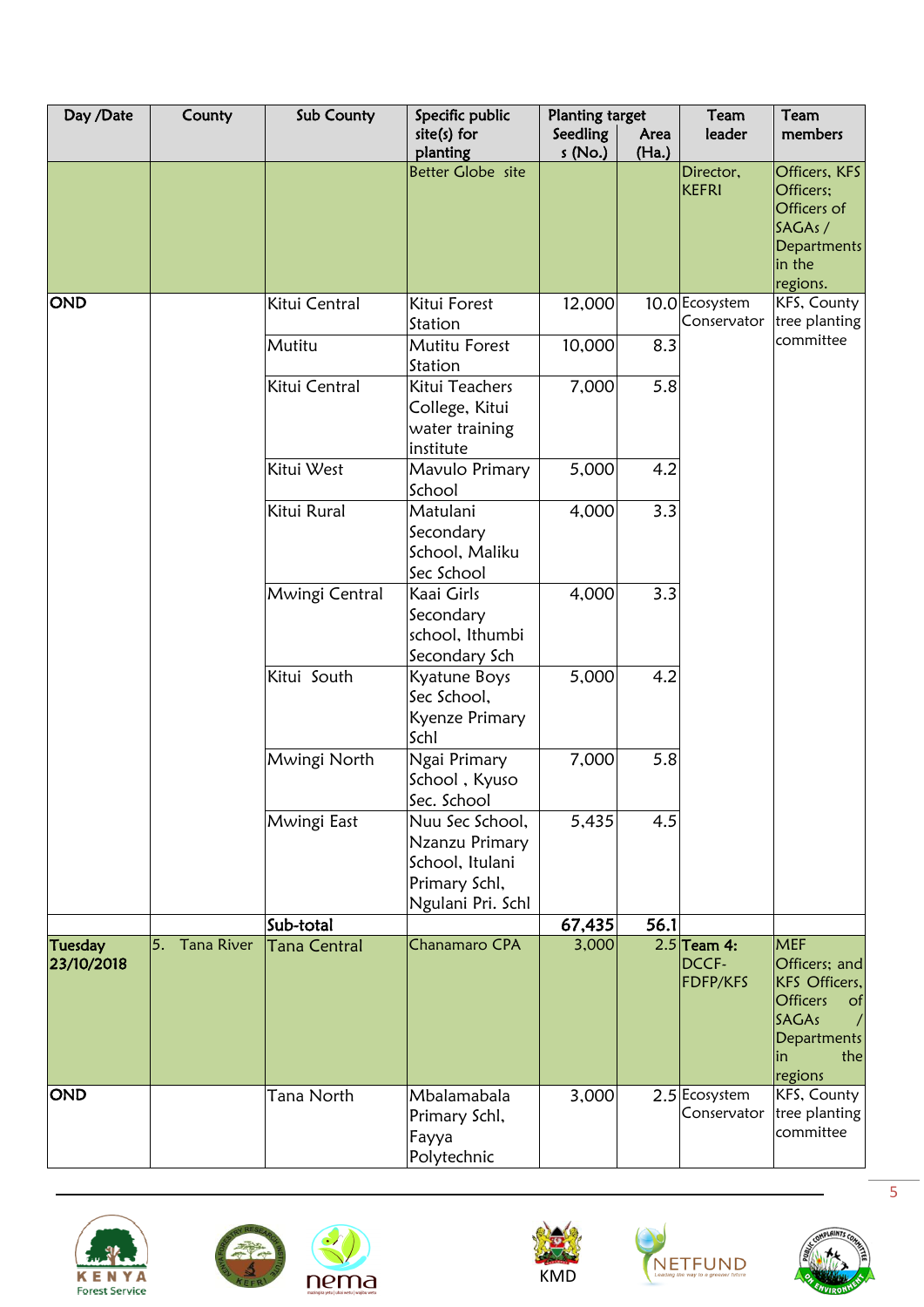| Day /Date | County | Sub County | Specific public site(s) for planting | Planting target | | Team leader | Team members |
|---|---|---|---|---|---|---|---|
| | | | | Seedlings (No.) | Area (Ha.) | | |
| | | | Better Globe site | | | Director, KEFRI | Officers, KFS Officers; Officers of SAGAs / Departments in the regions. |
| OND | | Kitui Central | Kitui Forest Station | 12,000 | 10.0 | Ecosystem Conservator | KFS, County tree planting committee |
| | | Mutitu | Mutitu Forest Station | 10,000 | 8.3 | | |
| | | Kitui Central | Kitui Teachers College, Kitui water training institute | 7,000 | 5.8 | | |
| | | Kitui West | Mavulo Primary School | 5,000 | 4.2 | | |
| | | Kitui Rural | Matulani Secondary School, Maliku Sec School | 4,000 | 3.3 | | |
| | | Mwingi Central | Kaai Girls Secondary school, Ithumbi Secondary Sch | 4,000 | 3.3 | | |
| | | Kitui South | Kyatune Boys Sec School, Kyenze Primary Schl | 5,000 | 4.2 | | |
| | | Mwingi North | Ngai Primary School , Kyuso Sec. School | 7,000 | 5.8 | | |
| | | Mwingi East | Nuu Sec School, Nzanzu Primary School, Itulani Primary Schl, Ngulani Pri. Schl | 5,435 | 4.5 | | |
| | | **Sub-total** | | **67,435** | **56.1** | | |
| **Tuesday 23/10/2018** | 5. Tana River | Tana Central | Chanamaro CPA | 3,000 | 2.5 | **Team 4:** DCCF-FDFP/KFS | MEF Officers; and KFS Officers, Officers of SAGAs / Departments in the regions |
| OND | | Tana North | Mbalamabala Primary Schl, Fayya Polytechnic | 3,000 | 2.5 | Ecosystem Conservator | KFS, County tree planting committee |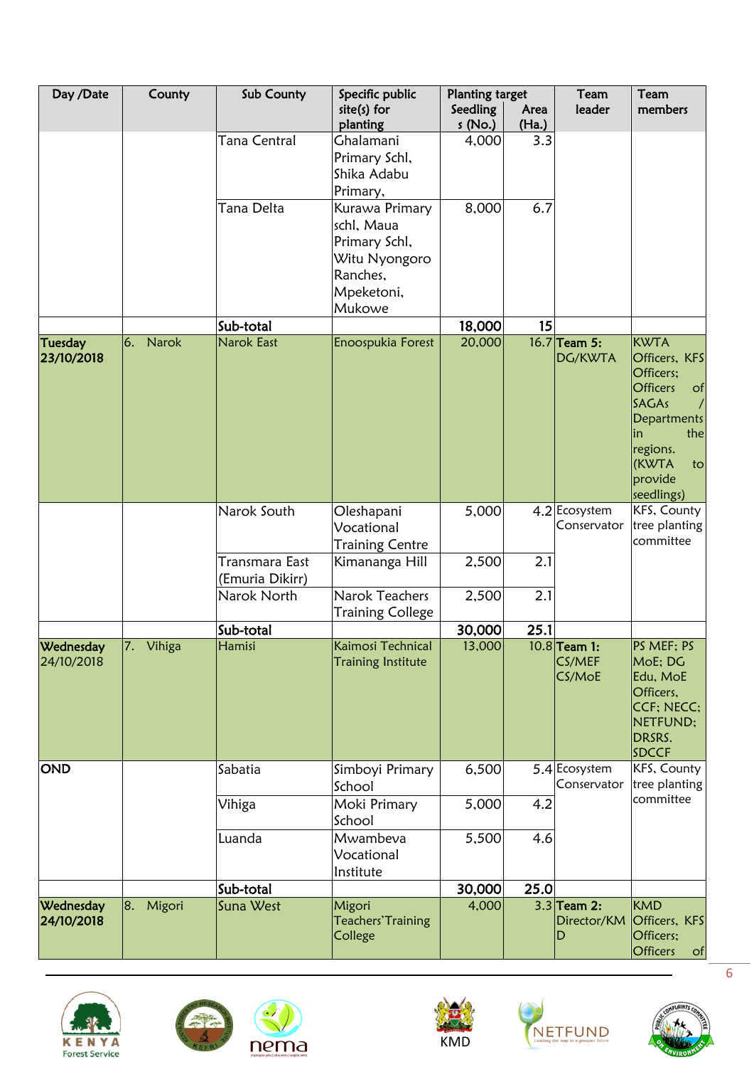| Day /Date | County | Sub County | Specific public site(s) for planting | Planting target | | Team leader | Team members |
|---|---|---|---|---|---|---|---|
| | | | | Seedlings (No.) | Area (Ha.) | | |
| | | Tana Central | Ghalamani Primary Schl, Shika Adabu Primary, | 4,000 | 3.3 | | |
| | | Tana Delta | Kurawa Primary schl, Maua Primary Schl, Witu Nyongoro Ranches, Mpeketoni, Mukowe | 8,000 | 6.7 | | |
| | | **Sub-total** | | **18,000** | **15** | | |
| **Tuesday 23/10/2018** | 6. Narok | Narok East | Enoospukia Forest | 20,000 | 16.7 | **Team 5:** DG/KWTA | KWTA Officers, KFS Officers; Officers of SAGAs / Departments in the regions. (KWTA to provide seedlings) |
| | | Narok South | Oleshapani Vocational Training Centre | 5,000 | 4.2 | Ecosystem Conservator | KFS, County tree planting committee |
| | | Transmara East (Emuria Dikirr) | Kimananga Hill | 2,500 | 2.1 | | |
| | | Narok North | Narok Teachers Training College | 2,500 | 2.1 | | |
| | | **Sub-total** | | **30,000** | **25.1** | | |
| **Wednesday** 24/10/2018 | 7. Vihiga | Hamisi | Kaimosi Technical Training Institute | 13,000 | 10.8 | **Team 1:** CS/MEF CS/MoE | PS MEF; PS MoE; DG Edu, MoE Officers, CCF; NECC; NETFUND; DRSRS. SDCCF |
| **OND** | | Sabatia | Simboyi Primary School | 6,500 | 5.4 | Ecosystem Conservator | KFS, County tree planting committee |
| | | Vihiga | Moki Primary School | 5,000 | 4.2 | | |
| | | Luanda | Mwambeva Vocational Institute | 5,500 | 4.6 | | |
| | | **Sub-total** | | **30,000** | **25.0** | | |
| **Wednesday 24/10/2018** | 8. Migori | Suna West | Migori Teachers'Training College | 4,000 | 3.3 | **Team 2:** Director/KMD | KMD Officers, KFS Officers; Officers of |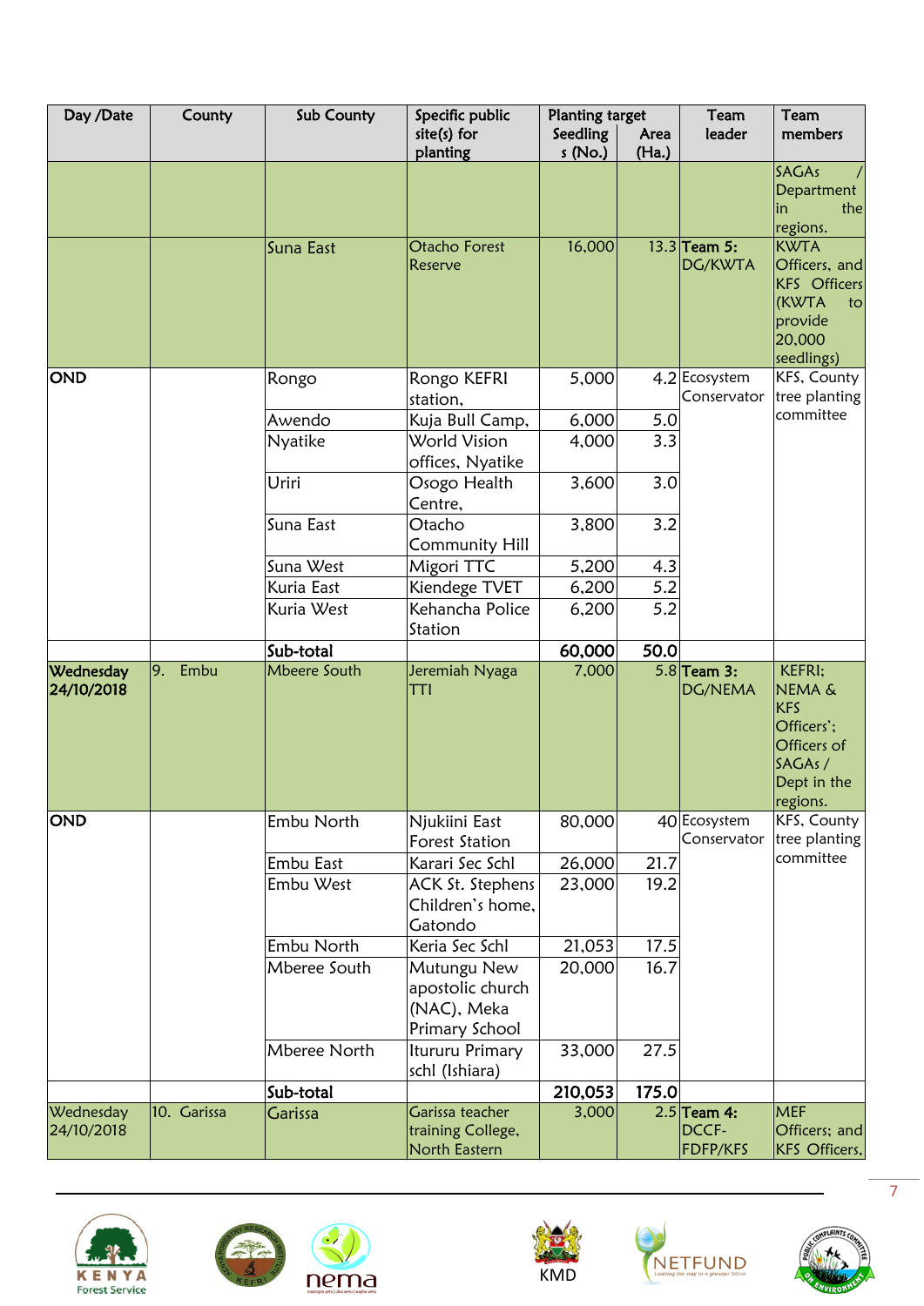| Day /Date | County | Sub County | Specific public site(s) for planting | Planting target | | Team leader | Team members |
|---|---|---|---|---|---|---|---|
| | | | | Seedlings (No.) | Area (Ha.) | | |
| | | | | | | | SAGAs / Department in the regions. |
| | | Suna East | Otacho Forest Reserve | 16,000 | 13.3 | Team 5: DG/KWTA | KWTA Officers, and KFS Officers (KWTA to provide 20,000 seedlings) |
| OND | | Rongo | Rongo KEFRI station, | 5,000 | 4.2 | Ecosystem Conservator | KFS, County tree planting committee |
| | | Awendo | Kuja Bull Camp, | 6,000 | 5.0 | | |
| | | Nyatike | World Vision offices, Nyatike | 4,000 | 3.3 | | |
| | | Uriri | Osogo Health Centre, | 3,600 | 3.0 | | |
| | | Suna East | Otacho Community Hill | 3,800 | 3.2 | | |
| | | Suna West | Migori TTC | 5,200 | 4.3 | | |
| | | Kuria East | Kiendege TVET | 6,200 | 5.2 | | |
| | | Kuria West | Kehancha Police Station | 6,200 | 5.2 | | |
| | | **Sub-total** | | **60,000** | **50.0** | | |
| **Wednesday 24/10/2018** | 9. Embu | Mbeere South | Jeremiah Nyaga TTI | 7,000 | 5.8 | **Team 3:** DG/NEMA | KEFRI; NEMA & KFS Officers'; Officers of SAGAs / Dept in the regions. |
| OND | | Embu North | Njukiini East Forest Station | 80,000 | 40 | Ecosystem Conservator | KFS, County tree planting committee |
| | | Embu East | Karari Sec Schl | 26,000 | 21.7 | | |
| | | Embu West | ACK St. Stephens Children's home, Gatondo | 23,000 | 19.2 | | |
| | | Embu North | Keria Sec Schl | 21,053 | 17.5 | | |
| | | Mberee South | Mutungu New apostolic church (NAC), Meka Primary School | 20,000 | 16.7 | | |
| | | Mberee North | Itururu Primary schl (Ishiara) | 33,000 | 27.5 | | |
| | | **Sub-total** | | **210,053** | **175.0** | | |
| Wednesday 24/10/2018 | 10. Garissa | Garissa | Garissa teacher training College, North Eastern | 3,000 | 2.5 | **Team 4:** DCCF-FDFP/KFS | MEF Officers; and KFS Officers, |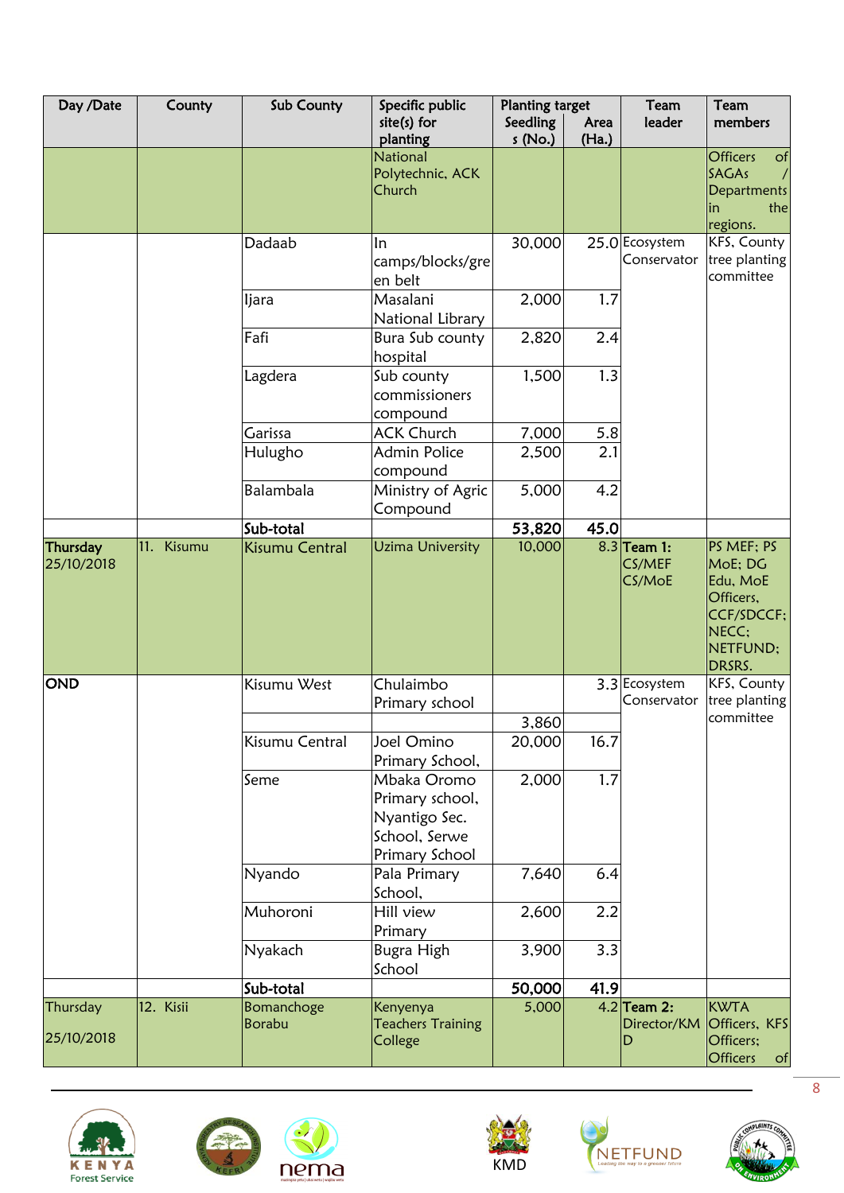| Day /Date | County | Sub County | Specific public site(s) for planting | Planting target | | Team leader | Team members |
|---|---|---|---|---|---|---|---|
| | | | | Seedlings (No.) | Area (Ha.) | | |
| | | | National Polytechnic, ACK Church | | | | Officers of SAGAs / Departments in the regions. |
| | | Dadaab | In camps/blocks/green belt | 30,000 | 25.0 | Ecosystem Conservator | KFS, County tree planting committee |
| | | Ijara | Masalani National Library | 2,000 | 1.7 | | |
| | | Fafi | Bura Sub county hospital | 2,820 | 2.4 | | |
| | | Lagdera | Sub county commissioners compound | 1,500 | 1.3 | | |
| | | Garissa | ACK Church | 7,000 | 5.8 | | |
| | | Hulugho | Admin Police compound | 2,500 | 2.1 | | |
| | | Balambala | Ministry of Agric Compound | 5,000 | 4.2 | | |
| | | **Sub-total** | | **53,820** | **45.0** | | |
| **Thursday 25/10/2018** | 11. Kisumu | Kisumu Central | Uzima University | 10,000 | 8.3 | **Team 1:** CS/MEF CS/MoE | PS MEF; PS MoE; DG Edu, MoE Officers, CCF/SDCCF; NECC; NETFUND; DRSRS. |
| **OND** | | Kisumu West | Chulaimbo Primary school | | 3.3 | Ecosystem Conservator | KFS, County tree planting committee |
| | | | | 3,860 | | | |
| | | Kisumu Central | Joel Omino Primary School, | 20,000 | 16.7 | | |
| | | Seme | Mbaka Oromo Primary school, Nyantigo Sec. School, Serwe Primary School | 2,000 | 1.7 | | |
| | | Nyando | Pala Primary School, | 7,640 | 6.4 | | |
| | | Muhoroni | Hill view Primary | 2,600 | 2.2 | | |
| | | Nyakach | Bugra High School | 3,900 | 3.3 | | |
| | | **Sub-total** | | **50,000** | **41.9** | | |
| Thursday 25/10/2018 | 12. Kisii | Bomanchoge Borabu | Kenyenya Teachers Training College | 5,000 | 4.2 | **Team 2:** Director/KMD | KWTA Officers, KFS Officers; Officers of |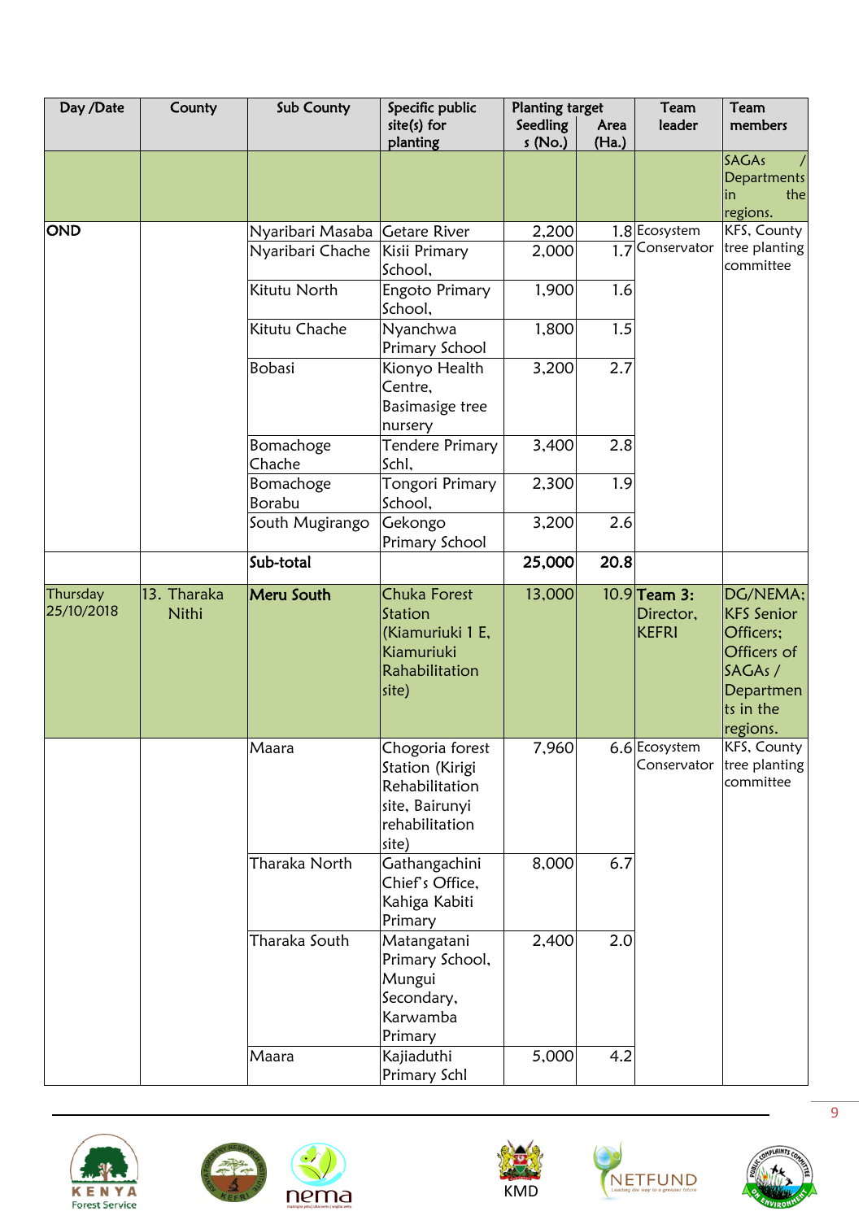| Day /Date | County | Sub County | Specific public site(s) for planting | Planting target | | Team leader | Team members |
|---|---|---|---|---|---|---|---|
| | | | | Seedlings (No.) | Area (Ha.) | | |
| | | | | | | | SAGAs / Departments in the regions. |
| OND | | Nyaribari Masaba | Getare River | 2,200 | 1.8 | Ecosystem Conservator | KFS, County tree planting committee |
| | | Nyaribari Chache | Kisii Primary School, | 2,000 | 1.7 | | |
| | | Kitutu North | Engoto Primary School, | 1,900 | 1.6 | | |
| | | Kitutu Chache | Nyanchwa Primary School | 1,800 | 1.5 | | |
| | | Bobasi | Kionyo Health Centre, Basimasige tree nursery | 3,200 | 2.7 | | |
| | | Bomachoge Chache | Tendere Primary Schl, | 3,400 | 2.8 | | |
| | | Bomachoge Borabu | Tongori Primary School, | 2,300 | 1.9 | | |
| | | South Mugirango | Gekongo Primary School | 3,200 | 2.6 | | |
| | | **Sub-total** | | **25,000** | **20.8** | | |
| Thursday 25/10/2018 | 13. Tharaka Nithi | **Meru South** | Chuka Forest Station (Kiamuriuki 1 E, Kiamuriuki Rahabilitation site) | 13,000 | 10.9 | **Team 3:** Director, KEFRI | DG/NEMA; KFS Senior Officers; Officers of SAGAs / Departments in the regions. |
| | | Maara | Chogoria forest Station (Kirigi Rehabilitation site, Bairunyi rehabilitation site) | 7,960 | 6.6 | Ecosystem Conservator | KFS, County tree planting committee |
| | | Tharaka North | Gathangachini Chief's Office, Kahiga Kabiti Primary | 8,000 | 6.7 | | |
| | | Tharaka South | Matangatani Primary School, Mungui Secondary, Karwamba Primary | 2,400 | 2.0 | | |
| | | Maara | Kajiaduthi Primary Schl | 5,000 | 4.2 | | |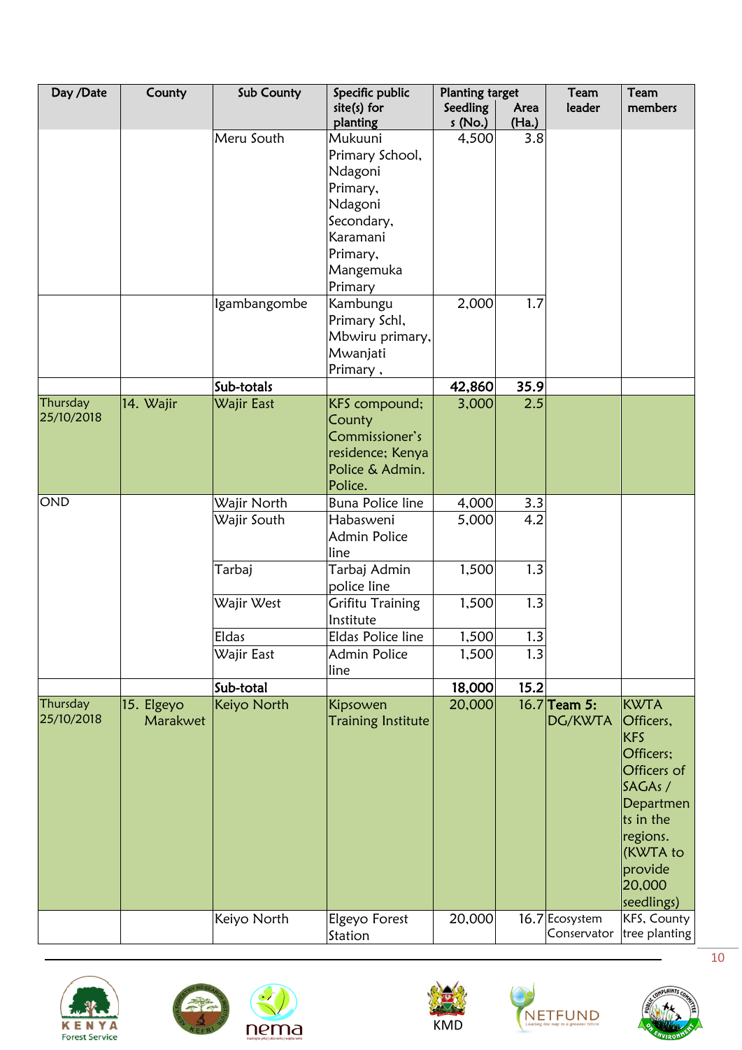| Day /Date | County | Sub County | Specific public site(s) for planting | Planting target | | Team leader | Team members |
|---|---|---|---|---|---|---|---|
| | | | | Seedlings (No.) | Area (Ha.) | | |
| | | Meru South | Mukuuni Primary School, Ndagoni Primary, Ndagoni Secondary, Karamani Primary, Mangemuka Primary | 4,500 | 3.8 | | |
| | | Igambangombe | Kambungu Primary Schl, Mbwiru primary, Mwanjati Primary , | 2,000 | 1.7 | | |
| | | **Sub-totals** | | **42,860** | **35.9** | | |
| Thursday 25/10/2018 | 14. Wajir | Wajir East | KFS compound; County Commissioner's residence; Kenya Police & Admin. Police. | 3,000 | 2.5 | | |
| OND | | Wajir North | Buna Police line | 4,000 | 3.3 | | |
| | | Wajir South | Habasweni Admin Police line | 5,000 | 4.2 | | |
| | | Tarbaj | Tarbaj Admin police line | 1,500 | 1.3 | | |
| | | Wajir West | Grifitu Training Institute | 1,500 | 1.3 | | |
| | | Eldas | Eldas Police line | 1,500 | 1.3 | | |
| | | Wajir East | Admin Police line | 1,500 | 1.3 | | |
| | | **Sub-total** | | **18,000** | **15.2** | | |
| Thursday 25/10/2018 | 15. Elgeyo Marakwet | Keiyo North | Kipsowen Training Institute | 20,000 | 16.7 | **Team 5:** DG/KWTA | KWTA Officers, KFS Officers; Officers of SAGAs / Departments in the regions. (KWTA to provide 20,000 seedlings) |
| | | Keiyo North | Elgeyo Forest Station | 20,000 | 16.7 | Ecosystem Conservator | KFS, County tree planting |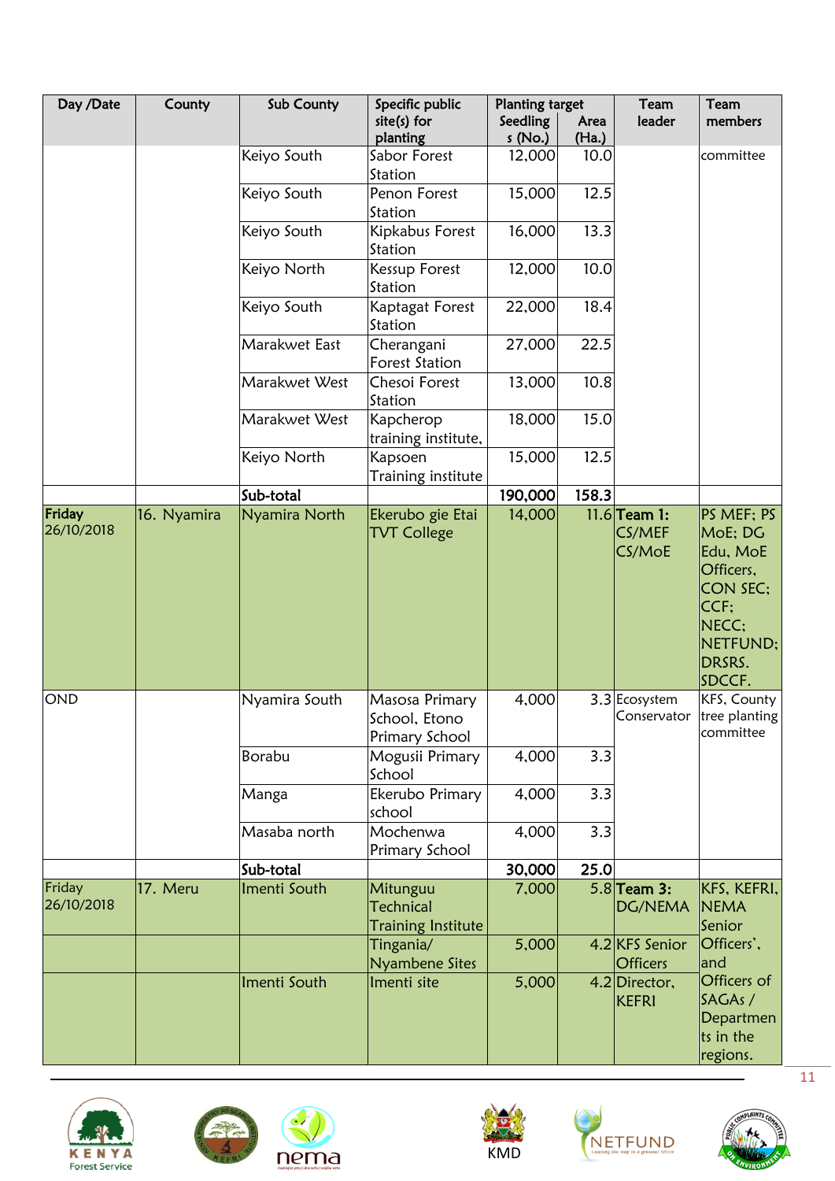| Day /Date | County | Sub County | Specific public site(s) for planting | Planting target | | Team leader | Team members |
|---|---|---|---|---|---|---|---|
| | | | | Seedlings (No.) | Area (Ha.) | | |
| | | Keiyo South | Sabor Forest Station | 12,000 | 10.0 | | committee |
| | | Keiyo South | Penon Forest Station | 15,000 | 12.5 | | |
| | | Keiyo South | Kipkabus Forest Station | 16,000 | 13.3 | | |
| | | Keiyo North | Kessup Forest Station | 12,000 | 10.0 | | |
| | | Keiyo South | Kaptagat Forest Station | 22,000 | 18.4 | | |
| | | Marakwet East | Cherangani Forest Station | 27,000 | 22.5 | | |
| | | Marakwet West | Chesoi Forest Station | 13,000 | 10.8 | | |
| | | Marakwet West | Kapcherop training institute, | 18,000 | 15.0 | | |
| | | Keiyo North | Kapsoen Training institute | 15,000 | 12.5 | | |
| | | **Sub-total** | | **190,000** | **158.3** | | |
| **Friday 26/10/2018** | 16. Nyamira | Nyamira North | Ekerubo gie Etai TVT College | 14,000 | 11.6 | **Team 1:** CS/MEF CS/MoE | PS MEF; PS MoE; DG Edu, MoE Officers, CON SEC; CCF; NECC; NETFUND; DRSRS. SDCCF. |
| OND | | Nyamira South | Masosa Primary School, Etono Primary School | 4,000 | 3.3 | Ecosystem Conservator | KFS, County tree planting committee |
| | | Borabu | Mogusii Primary School | 4,000 | 3.3 | | |
| | | Manga | Ekerubo Primary school | 4,000 | 3.3 | | |
| | | Masaba north | Mochenwa Primary School | 4,000 | 3.3 | | |
| | | **Sub-total** | | **30,000** | **25.0** | | |
| Friday 26/10/2018 | 17. Meru | Imenti South | Mitunguu Technical Training Institute | 7,000 | 5.8 | **Team 3:** DG/NEMA | KFS, KEFRI, NEMA Senior Officers', and Officers of SAGAs / Departments in the regions. |
| | | | Tingania/ Nyambene Sites | 5,000 | 4.2 | KFS Senior Officers | |
| | | Imenti South | Imenti site | 5,000 | 4.2 | Director, KEFRI | |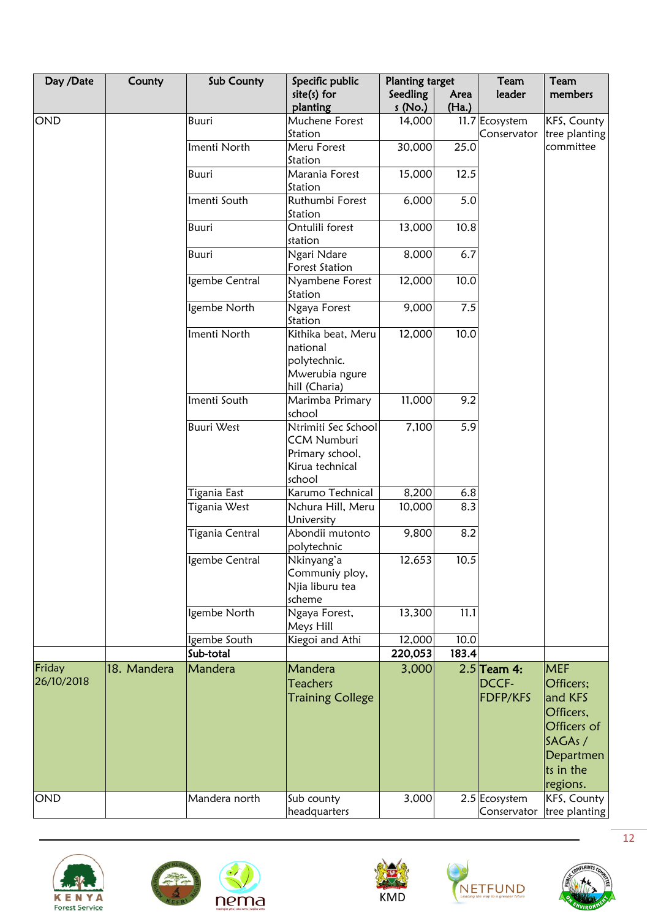| Day /Date | County | Sub County | Specific public site(s) for planting | Planting target | | Team leader | Team members |
|---|---|---|---|---|---|---|---|
| | | | | Seedlings (No.) | Area (Ha.) | | |
| OND | | Buuri | Muchene Forest Station | 14,000 | 11.7 | Ecosystem Conservator | KFS, County tree planting committee |
| | | Imenti North | Meru Forest Station | 30,000 | 25.0 | | |
| | | Buuri | Marania Forest Station | 15,000 | 12.5 | | |
| | | Imenti South | Ruthumbi Forest Station | 6,000 | 5.0 | | |
| | | Buuri | Ontulili forest station | 13,000 | 10.8 | | |
| | | Buuri | Ngari Ndare Forest Station | 8,000 | 6.7 | | |
| | | Igembe Central | Nyambene Forest Station | 12,000 | 10.0 | | |
| | | Igembe North | Ngaya Forest Station | 9,000 | 7.5 | | |
| | | Imenti North | Kithika beat, Meru national polytechnic. Mwerubia ngure hill (Charia) | 12,000 | 10.0 | | |
| | | Imenti South | Marimba Primary school | 11,000 | 9.2 | | |
| | | Buuri West | Ntrimiti Sec School CCM Numburi Primary school, Kirua technical school | 7,100 | 5.9 | | |
| | | Tigania East | Karumo Technical | 8,200 | 6.8 | | |
| | | Tigania West | Nchura Hill, Meru University | 10,000 | 8.3 | | |
| | | Tigania Central | Abondii mutonto polytechnic | 9,800 | 8.2 | | |
| | | Igembe Central | Nkinyang'a Communiy ploy, Njia liburu tea scheme | 12,653 | 10.5 | | |
| | | Igembe North | Ngaya Forest, Meys Hill | 13,300 | 11.1 | | |
| | | Igembe South | Kiegoi and Athi | 12,000 | 10.0 | | |
| | | **Sub-total** | | **220,053** | **183.4** | | |
| Friday 26/10/2018 | 18. Mandera | Mandera | Mandera Teachers Training College | 3,000 | 2.5 | **Team 4:** DCCF-FDFP/KFS | MEF Officers; and KFS Officers, Officers of SAGAs / Departments in the regions. |
| OND | | Mandera north | Sub county headquarters | 3,000 | 2.5 | Ecosystem Conservator | KFS, County tree planting |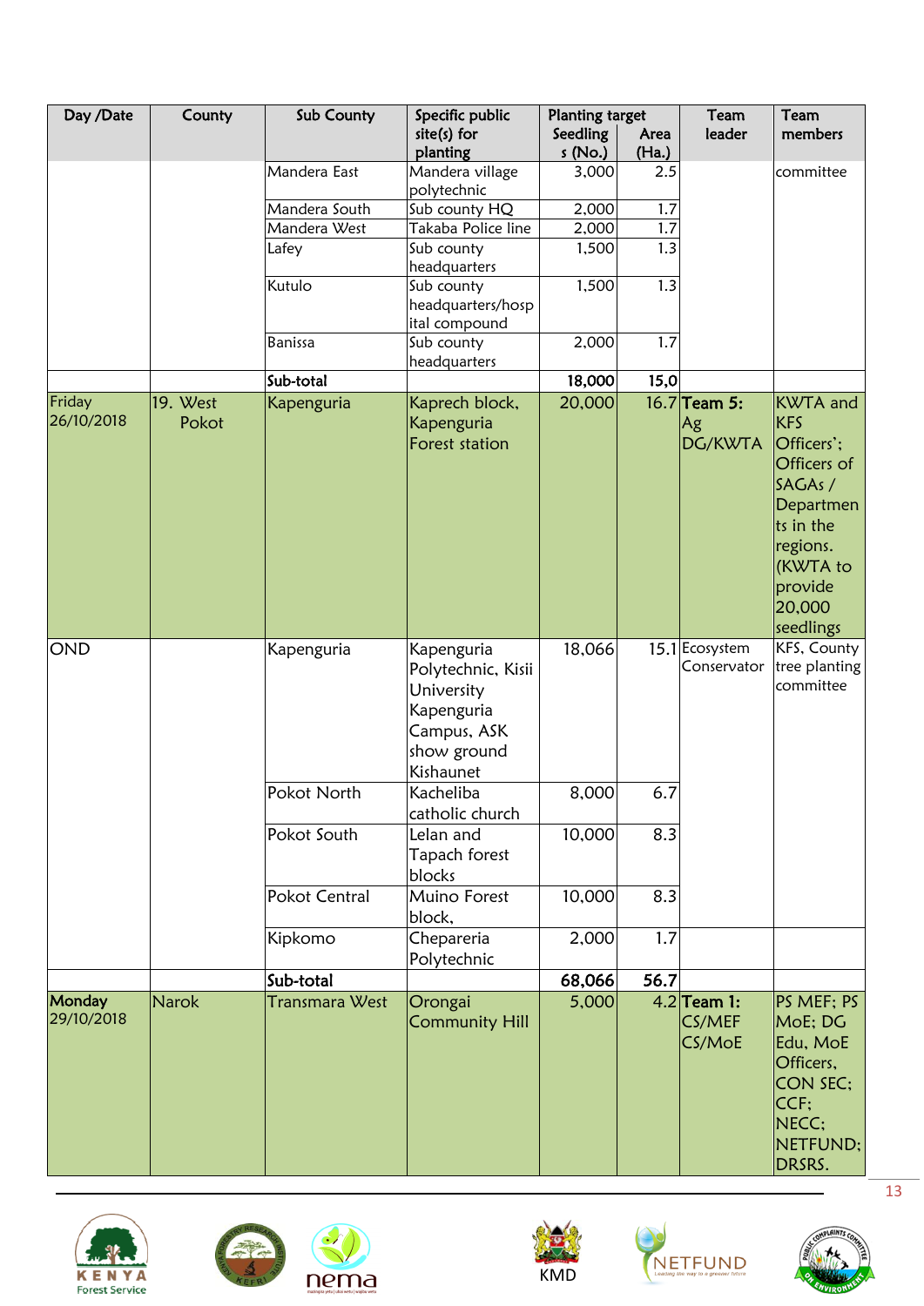| Day /Date | County | Sub County | Specific public site(s) for planting | Planting target | | Team leader | Team members |
|---|---|---|---|---|---|---|---|
| | | | | Seedlings (No.) | Area (Ha.) | | |
| | | Mandera East | Mandera village polytechnic | 3,000 | 2.5 | | committee |
| | | Mandera South | Sub county HQ | 2,000 | 1.7 | | |
| | | Mandera West | Takaba Police line | 2,000 | 1.7 | | |
| | | Lafey | Sub county headquarters | 1,500 | 1.3 | | |
| | | Kutulo | Sub county headquarters/hospital compound | 1,500 | 1.3 | | |
| | | Banissa | Sub county headquarters | 2,000 | 1.7 | | |
| | | **Sub-total** | | **18,000** | **15,0** | | |
| Friday 26/10/2018 | 19. West Pokot | Kapenguria | Kaprech block, Kapenguria Forest station | 20,000 | 16.7 | **Team 5:** Ag DG/KWTA | KWTA and KFS Officers'; Officers of SAGAs / Departments in the regions. (KWTA to provide 20,000 seedlings |
| OND | | Kapenguria | Kapenguria Polytechnic, Kisii University Kapenguria Campus, ASK show ground Kishaunet | 18,066 | 15.1 | Ecosystem Conservator | KFS, County tree planting committee |
| | | Pokot North | Kacheliba catholic church | 8,000 | 6.7 | | |
| | | Pokot South | Lelan and Tapach forest blocks | 10,000 | 8.3 | | |
| | | Pokot Central | Muino Forest block, | 10,000 | 8.3 | | |
| | | Kipkomo | Chepareria Polytechnic | 2,000 | 1.7 | | |
| | | **Sub-total** | | **68,066** | **56.7** | | |
| **Monday** 29/10/2018 | Narok | Transmara West | Orongai Community Hill | 5,000 | 4.2 | **Team 1:** CS/MEF CS/MoE | PS MEF; PS MoE; DG Edu, MoE Officers, CON SEC; CCF; NECC; NETFUND; DRSRS. |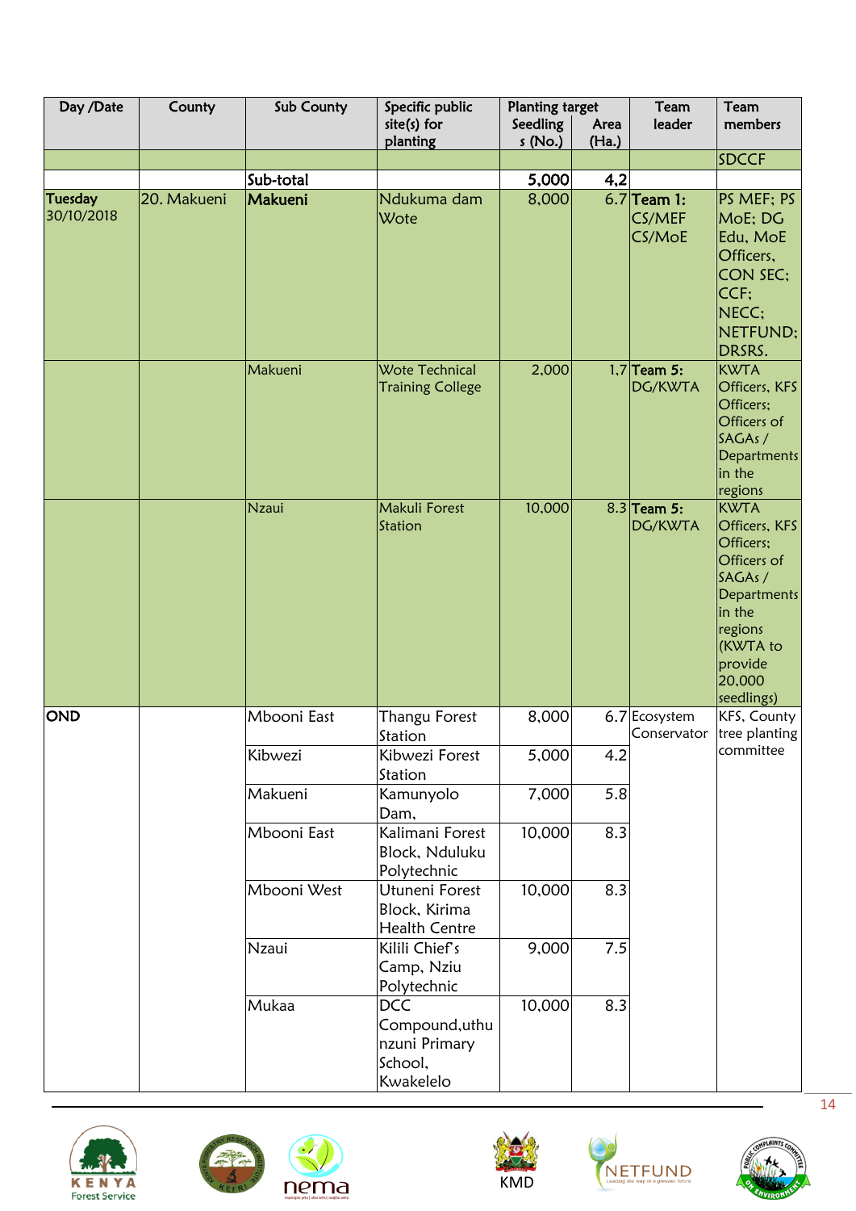| Day /Date | County | Sub County | Specific public site(s) for planting | Planting target | | Team leader | Team members |
|---|---|---|---|---|---|---|---|
| | | | | Seedlings (No.) | Area (Ha.) | | |
| | | | | | | | SDCCF |
| | | Sub-total | | **5,000** | **4,2** | | |
| **Tuesday** 30/10/2018 | 20. Makueni | **Makueni** | Ndukuma dam Wote | 8,000 | 6.7 | **Team 1:** CS/MEF CS/MoE | PS MEF; PS MoE; DG Edu, MoE Officers, CON SEC; CCF; NECC; NETFUND; DRSRS. |
| | | Makueni | Wote Technical Training College | 2,000 | 1,7 | **Team 5:** DG/KWTA | KWTA Officers, KFS Officers; Officers of SAGAs / Departments in the regions |
| | | Nzaui | Makuli Forest Station | 10,000 | 8.3 | **Team 5:** DG/KWTA | KWTA Officers, KFS Officers; Officers of SAGAs / Departments in the regions (KWTA to provide 20,000 seedlings) |
| **OND** | | Mbooni East | Thangu Forest Station | 8,000 | 6.7 | Ecosystem Conservator | KFS, County tree planting committee |
| | | Kibwezi | Kibwezi Forest Station | 5,000 | 4.2 | | |
| | | Makueni | Kamunyolo Dam, | 7,000 | 5.8 | | |
| | | Mbooni East | Kalimani Forest Block, Nduluku Polytechnic | 10,000 | 8.3 | | |
| | | Mbooni West | Utuneni Forest Block, Kirima Health Centre | 10,000 | 8.3 | | |
| | | Nzaui | Kilili Chief's Camp, Nziu Polytechnic | 9,000 | 7.5 | | |
| | | Mukaa | DCC Compound,uthunzuni Primary School, Kwakelelo | 10,000 | 8.3 | | |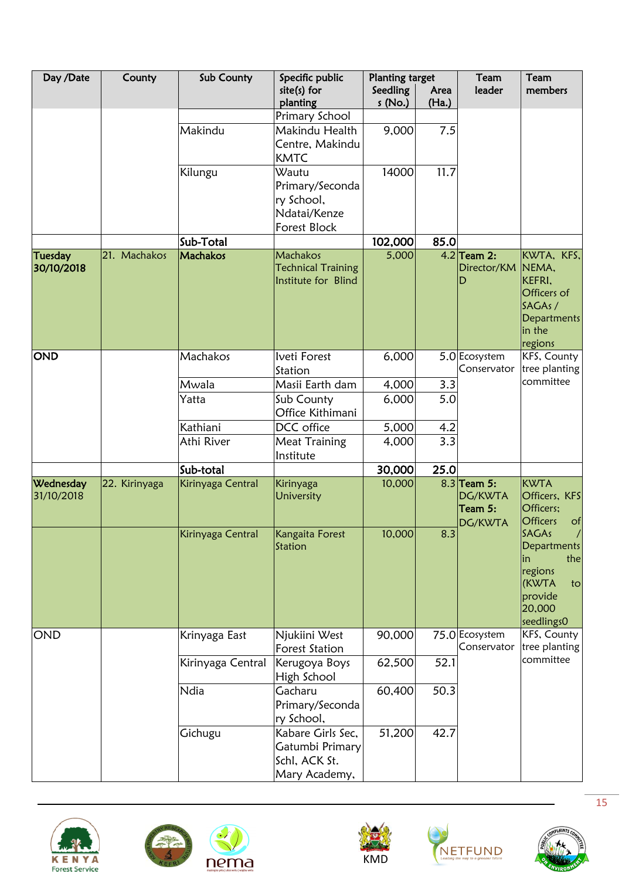| Day /Date | County | Sub County | Specific public site(s) for planting | Planting target | | Team leader | Team members |
|---|---|---|---|---|---|---|---|
| | | | | Seedlings (No.) | Area (Ha.) | | |
| | | | Primary School | | | | |
| | | Makindu | Makindu Health Centre, Makindu KMTC | 9,000 | 7.5 | | |
| | | Kilungu | Wautu Primary/Secondary School, Ndatai/Kenze Forest Block | 14000 | 11.7 | | |
| | | **Sub-Total** | | **102,000** | **85.0** | | |
| **Tuesday 30/10/2018** | 21. Machakos | **Machakos** | Machakos Technical Training Institute for Blind | 5,000 | 4.2 | **Team 2:** Director/KMD | KWTA, KFS, NEMA, KEFRI, Officers of SAGAs / Departments in the regions |
| **OND** | | Machakos | Iveti Forest Station | 6,000 | 5.0 | Ecosystem Conservator | KFS, County tree planting committee |
| | | Mwala | Masii Earth dam | 4,000 | 3.3 | | |
| | | Yatta | Sub County Office Kithimani | 6,000 | 5.0 | | |
| | | Kathiani | DCC office | 5,000 | 4.2 | | |
| | | Athi River | Meat Training Institute | 4,000 | 3.3 | | |
| | | **Sub-total** | | **30,000** | **25.0** | | |
| **Wednesday** 31/10/2018 | 22. Kirinyaga | Kirinyaga Central | Kirinyaga University | 10,000 | 8.3 | **Team 5:** DG/KWTA **Team 5:** DG/KWTA | KWTA Officers, KFS Officers; Officers of SAGAs / Departments in the regions (KWTA to provide 20,000 seedlings0 |
| | | Kirinyaga Central | Kangaita Forest Station | 10,000 | 8.3 | | |
| OND | | Krinyaga East | Njukiini West Forest Station | 90,000 | 75.0 | Ecosystem Conservator | KFS, County tree planting committee |
| | | Kirinyaga Central | Kerugoya Boys High School | 62,500 | 52.1 | | |
| | | Ndia | Gacharu Primary/Secondary School, | 60,400 | 50.3 | | |
| | | Gichugu | Kabare Girls Sec, Gatumbi Primary Schl, ACK St. Mary Academy, | 51,200 | 42.7 | | |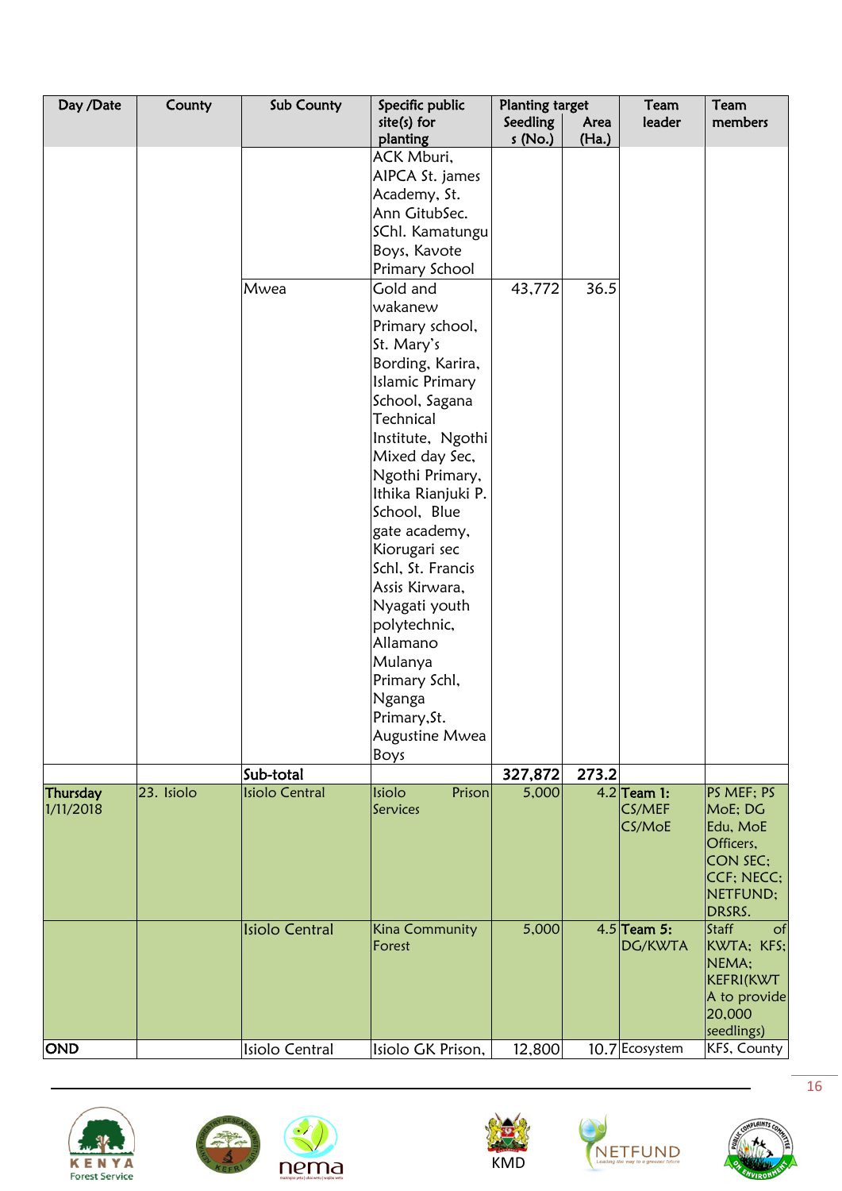| Day /Date | County | Sub County | Specific public site(s) for planting | Planting target | | Team leader | Team members |
|---|---|---|---|---|---|---|---|
| | | | | Seedlings (No.) | Area (Ha.) | | |
| | | | ACK Mburi, AIPCA St. james Academy, St. Ann GitubSec. SChl. Kamatungu Boys, Kavote Primary School | | | | |
| | | Mwea | Gold and wakanew Primary school, St. Mary's Bording, Karira, Islamic Primary School, Sagana Technical Institute, Ngothi Mixed day Sec, Ngothi Primary, Ithika Rianjuki P. School, Blue gate academy, Kiorugari sec Schl, St. Francis Assis Kirwara, Nyagati youth polytechnic, Allamano Mulanya Primary Schl, Nganga Primary,St. Augustine Mwea Boys | 43,772 | 36.5 | | |
| | | Sub-total | | 327,872 | 273.2 | | |
| Thursday 1/11/2018 | 23. Isiolo | Isiolo Central | Isiolo Prison Services | 5,000 | 4.2 | **Team 1:** CS/MEF CS/MoE | PS MEF; PS MoE; DG Edu, MoE Officers, CON SEC; CCF; NECC; NETFUND; DRSRS. |
| | | Isiolo Central | Kina Community Forest | 5,000 | 4.5 | **Team 5:** DG/KWTA | Staff of KWTA; KFS; NEMA; KEFRI(KWTA to provide 20,000 seedlings) |
| OND | | Isiolo Central | Isiolo GK Prison, | 12,800 | 10.7 | Ecosystem | KFS, County |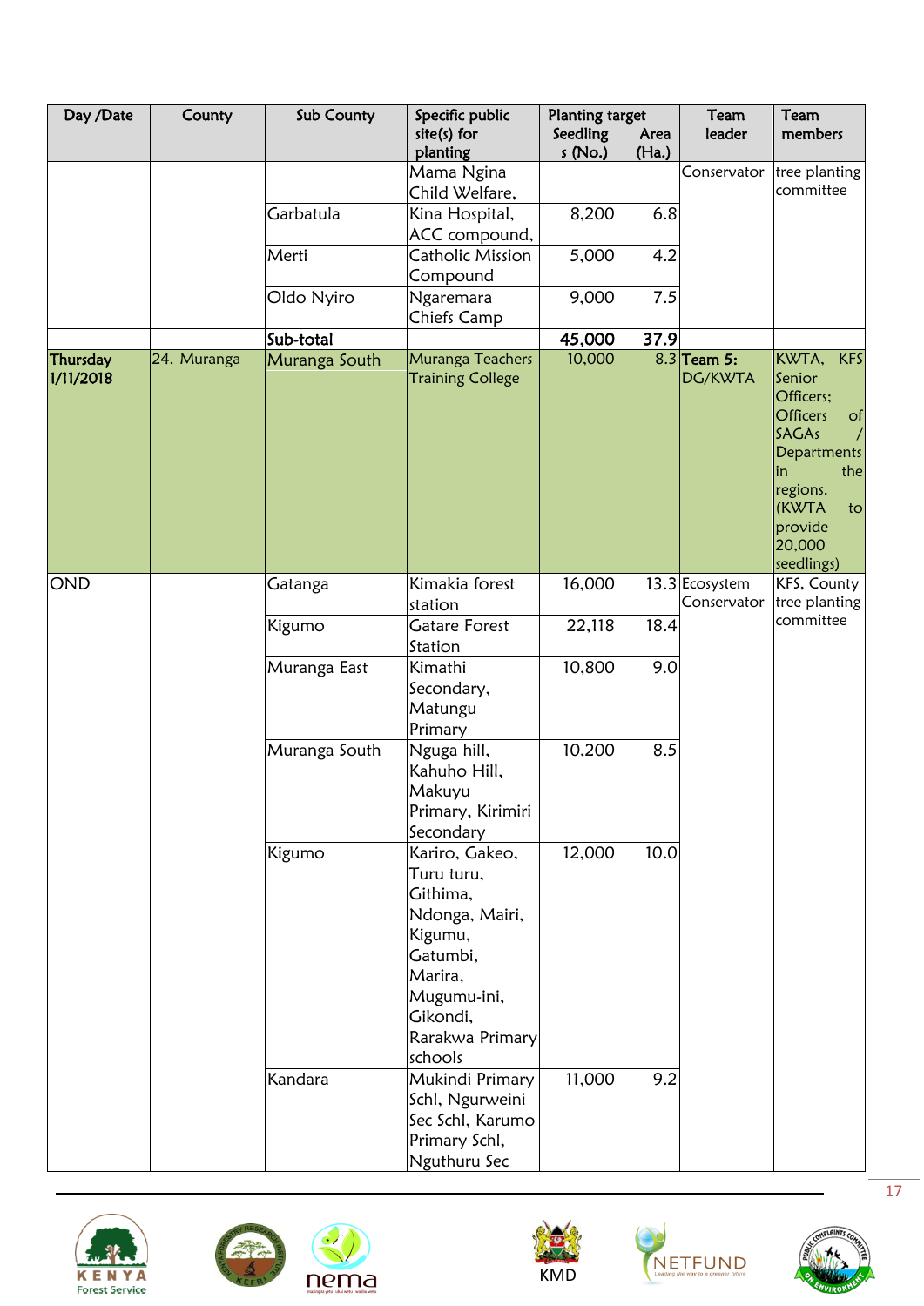| Day /Date | County | Sub County | Specific public site(s) for planting | Planting target | | Team leader | Team members |
|---|---|---|---|---|---|---|---|
| | | | | Seedlings (No.) | Area (Ha.) | | |
| | | | Mama Ngina Child Welfare, | | | Conservator | tree planting committee |
| | | Garbatula | Kina Hospital, ACC compound, | 8,200 | 6.8 | | |
| | | Merti | Catholic Mission Compound | 5,000 | 4.2 | | |
| | | Oldo Nyiro | Ngaremara Chiefs Camp | 9,000 | 7.5 | | |
| | | **Sub-total** | | **45,000** | **37.9** | | |
| **Thursday 1/11/2018** | 24. Muranga | Muranga South | Muranga Teachers Training College | 10,000 | 8.3 | **Team 5:** DG/KWTA | KWTA, KFS Senior Officers; Officers of SAGAs / Departments in the regions. (KWTA to provide 20,000 seedlings) |
| OND | | Gatanga | Kimakia forest station | 16,000 | 13.3 | Ecosystem Conservator | KFS, County tree planting committee |
| | | Kigumo | Gatare Forest Station | 22,118 | 18.4 | | |
| | | Muranga East | Kimathi Secondary, Matungu Primary | 10,800 | 9.0 | | |
| | | Muranga South | Nguga hill, Kahuho Hill, Makuyu Primary, Kirimiri Secondary | 10,200 | 8.5 | | |
| | | Kigumo | Kariro, Gakeo, Turu turu, Githima, Ndonga, Mairi, Kigumu, Gatumbi, Marira, Mugumu-ini, Gikondi, Rarakwa Primary schools | 12,000 | 10.0 | | |
| | | Kandara | Mukindi Primary Schl, Ngurweini Sec Schl, Karumo Primary Schl, Nguthuru Sec | 11,000 | 9.2 | | |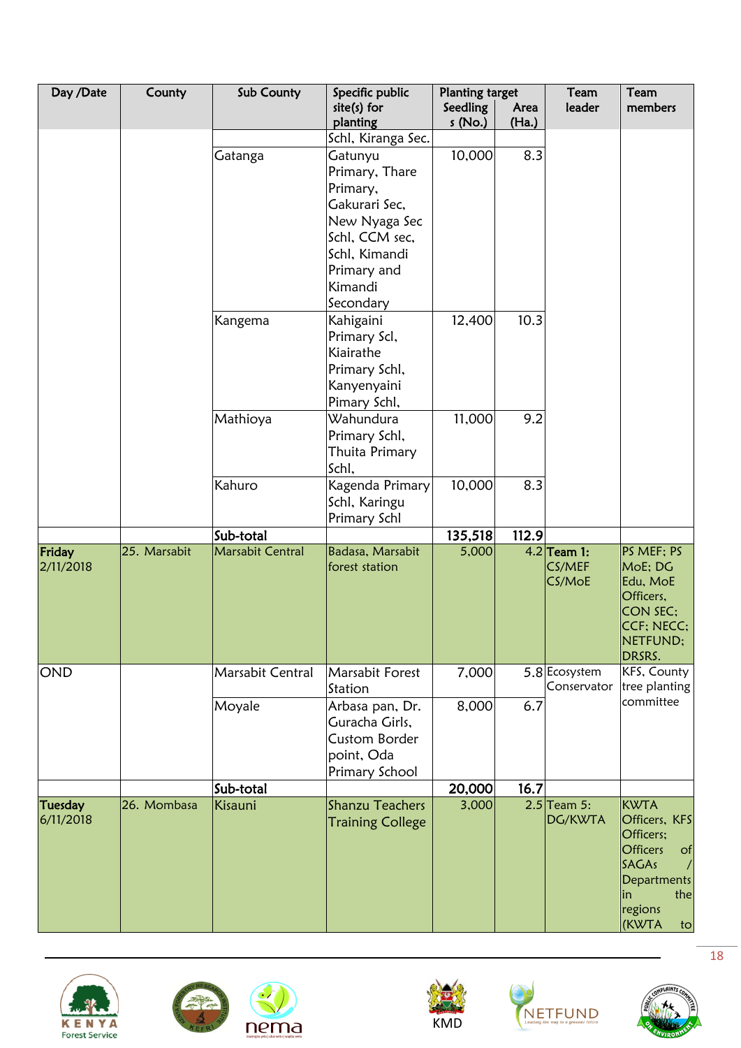| Day /Date | County | Sub County | Specific public site(s) for planting | Planting target | | Team leader | Team members |
|---|---|---|---|---|---|---|---|
| | | | | Seedlings (No.) | Area (Ha.) | | |
| | | | Schl, Kiranga Sec. | | | | |
| | | Gatanga | Gatunyu Primary, Thare Primary, Gakurari Sec, New Nyaga Sec Schl, CCM sec, Schl, Kimandi Primary and Kimandi Secondary | 10,000 | 8.3 | | |
| | | Kangema | Kahigaini Primary Scl, Kiairathe Primary Schl, Kanyenyaini Pimary Schl, | 12,400 | 10.3 | | |
| | | Mathioya | Wahundura Primary Schl, Thuita Primary Schl, | 11,000 | 9.2 | | |
| | | Kahuro | Kagenda Primary Schl, Karingu Primary Schl | 10,000 | 8.3 | | |
| | | **Sub-total** | | **135,518** | **112.9** | | |
| **Friday** 2/11/2018 | 25. Marsabit | Marsabit Central | Badasa, Marsabit forest station | 5,000 | 4.2 | **Team 1:** CS/MEF CS/MoE | PS MEF; PS MoE; DG Edu, MoE Officers, CON SEC; CCF; NECC; NETFUND; DRSRS. |
| OND | | Marsabit Central | Marsabit Forest Station | 7,000 | 5.8 | Ecosystem Conservator | KFS, County tree planting committee |
| | | Moyale | Arbasa pan, Dr. Guracha Girls, Custom Border point, Oda Primary School | 8,000 | 6.7 | | |
| | | **Sub-total** | | **20,000** | **16.7** | | |
| **Tuesday** 6/11/2018 | 26. Mombasa | Kisauni | Shanzu Teachers Training College | 3,000 | 2.5 | Team 5: DG/KWTA | KWTA Officers, KFS Officers; Officers of SAGAs / Departments in the regions (KWTA to |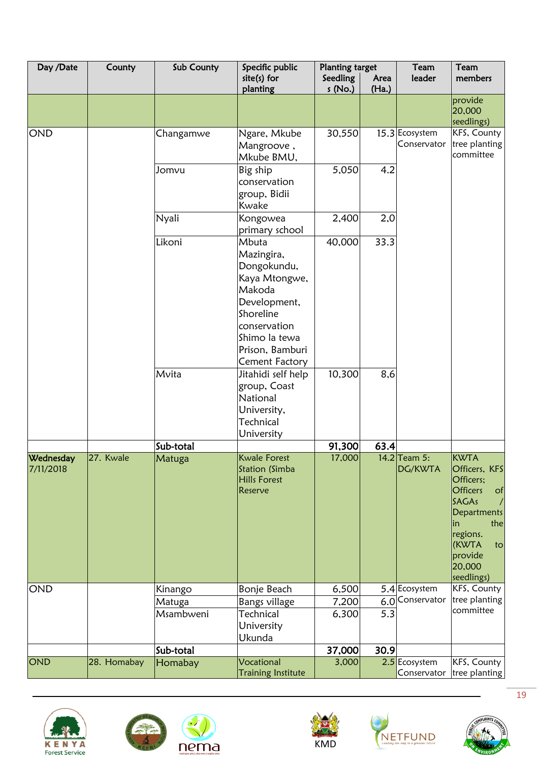| Day /Date | County | Sub County | Specific public site(s) for planting | Planting target | | Team leader | Team members |
|---|---|---|---|---|---|---|---|
| | | | | Seedlings (No.) | Area (Ha.) | | |
| | | | | | | | provide 20,000 seedlings) |
| OND | | Changamwe | Ngare, Mkube Mangrooove , Mkube BMU, | 30,550 | 15.3 | Ecosystem Conservator | KFS, County tree planting committee |
| | | Jomvu | Big ship conservation group, Bidii Kwake | 5,050 | 4.2 | | |
| | | Nyali | Kongowea primary school | 2,400 | 2,0 | | |
| | | Likoni | Mbuta Mazingira, Dongokundu, Kaya Mtongwe, Makoda Development, Shoreline conservation Shimo la tewa Prison, Bamburi Cement Factory | 40,000 | 33.3 | | |
| | | Mvita | Jitahidi self help group, Coast National University, Technical University | 10,300 | 8,6 | | |
| | | **Sub-total** | | **91,300** | **63.4** | | |
| Wednesday 7/11/2018 | 27. Kwale | Matuga | Kwale Forest Station (Simba Hills Forest Reserve | 17,000 | 14.2 | Team 5: DG/KWTA | KWTA Officers, KFS Officers; Officers of SAGAs / Departments in the regions. (KWTA to provide 20,000 seedlings) |
| OND | | Kinango | Bonje Beach | 6,500 | 5.4 | Ecosystem Conservator | KFS, County tree planting committee |
| | | Matuga | Bangs village | 7,200 | 6.0 | | |
| | | Msambweni | Technical University Ukunda | 6,300 | 5.3 | | |
| | | **Sub-total** | | **37,000** | **30.9** | | |
| OND | 28. Homabay | Homabay | Vocational Training Institute | 3,000 | 2.5 | Ecosystem Conservator | KFS, County tree planting |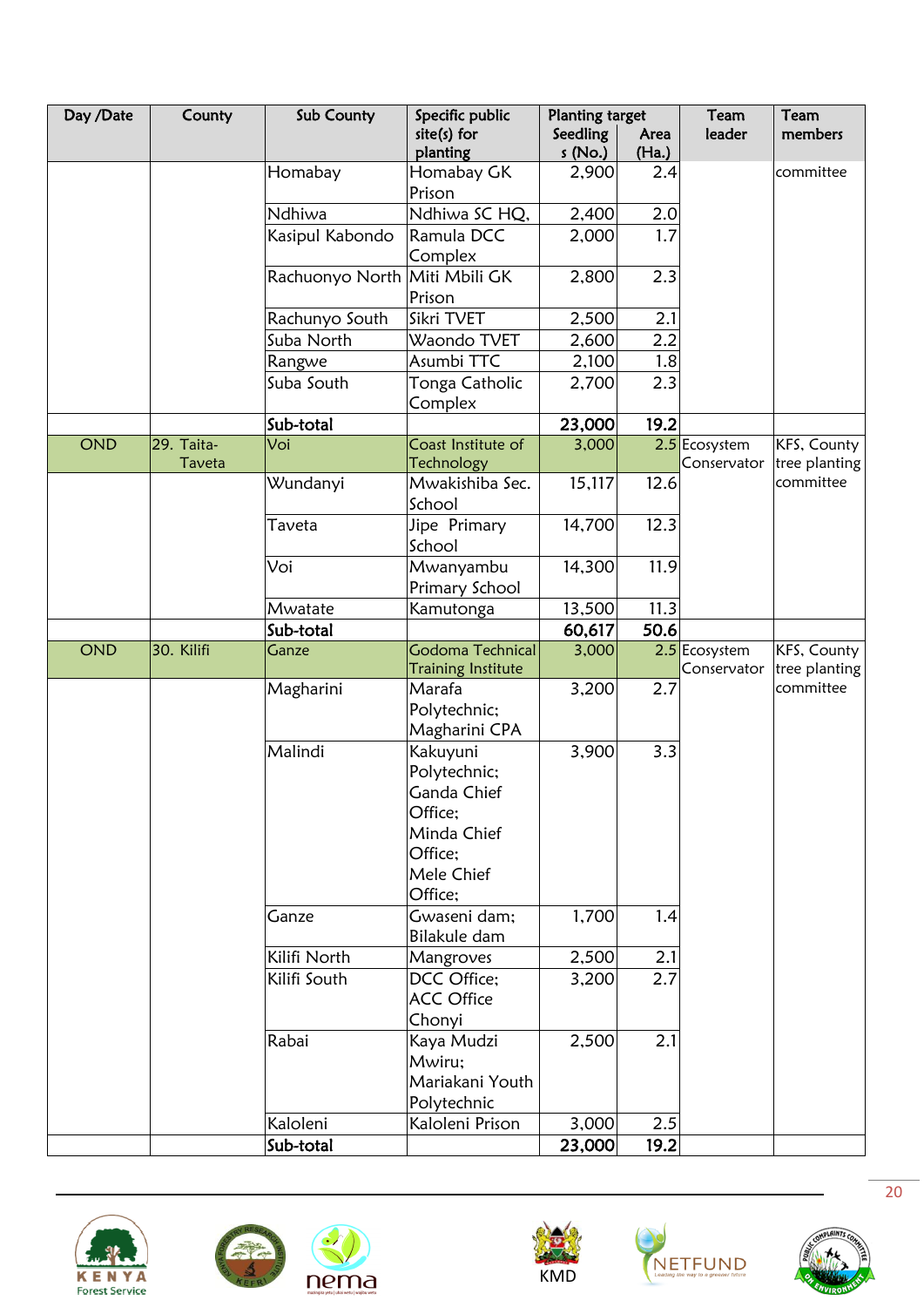| Day /Date | County | Sub County | Specific public site(s) for planting | Planting target | | Team leader | Team members |
|---|---|---|---|---|---|---|---|
| | | | | Seedlings (No.) | Area (Ha.) | | |
| | | Homabay | Homabay GK Prison | 2,900 | 2.4 | | committee |
| | | Ndhiwa | Ndhiwa SC HQ, | 2,400 | 2.0 | | |
| | | Kasipul Kabondo | Ramula DCC Complex | 2,000 | 1.7 | | |
| | | Rachuonyo North | Miti Mbili GK Prison | 2,800 | 2.3 | | |
| | | Rachunyo South | Sikri TVET | 2,500 | 2.1 | | |
| | | Suba North | Waondo TVET | 2,600 | 2.2 | | |
| | | Rangwe | Asumbi TTC | 2,100 | 1.8 | | |
| | | Suba South | Tonga Catholic Complex | 2,700 | 2.3 | | |
| | | **Sub-total** | | **23,000** | **19.2** | | |
| OND | 29. Taita-Taveta | Voi | Coast Institute of Technology | 3,000 | 2.5 | Ecosystem Conservator | KFS, County tree planting committee |
| | | Wundanyi | Mwakishiba Sec. School | 15,117 | 12.6 | | |
| | | Taveta | Jipe Primary School | 14,700 | 12.3 | | |
| | | Voi | Mwanyambu Primary School | 14,300 | 11.9 | | |
| | | Mwatate | Kamutonga | 13,500 | 11.3 | | |
| | | **Sub-total** | | **60,617** | **50.6** | | |
| OND | 30. Kilifi | Ganze | Godoma Technical Training Institute | 3,000 | 2.5 | Ecosystem Conservator | KFS, County tree planting committee |
| | | Magharini | Marafa Polytechnic; Magharini CPA | 3,200 | 2.7 | | |
| | | Malindi | Kakuyuni Polytechnic; Ganda Chief Office; Minda Chief Office; Mele Chief Office; | 3,900 | 3.3 | | |
| | | Ganze | Gwaseni dam; Bilakule dam | 1,700 | 1.4 | | |
| | | Kilifi North | Mangroves | 2,500 | 2.1 | | |
| | | Kilifi South | DCC Office; ACC Office Chonyi | 3,200 | 2.7 | | |
| | | Rabai | Kaya Mudzi Mwiru; Mariakani Youth Polytechnic | 2,500 | 2.1 | | |
| | | Kaloleni | Kaloleni Prison | 3,000 | 2.5 | | |
| | | **Sub-total** | | **23,000** | **19.2** | | |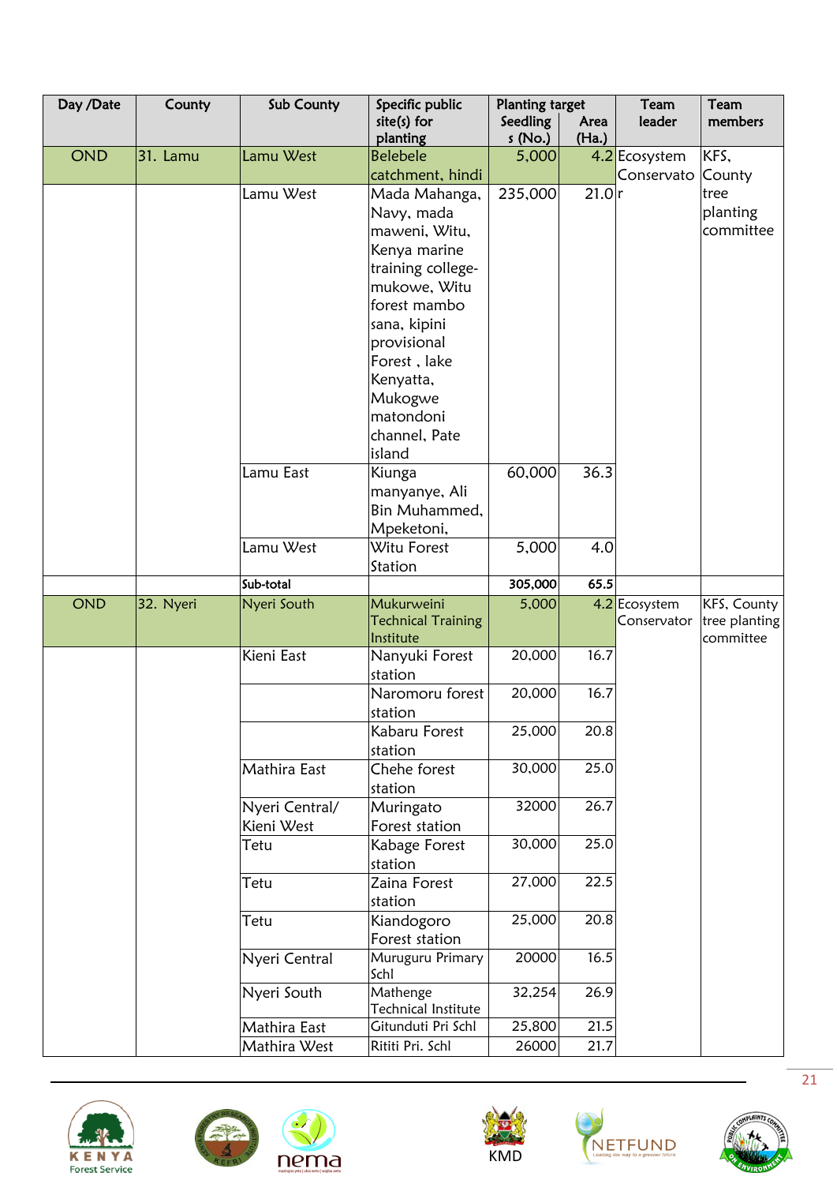| Day /Date | County | Sub County | Specific public site(s) for planting | Planting target | | Team leader | Team members |
|---|---|---|---|---|---|---|---|
| | | | | Seedlings (No.) | Area (Ha.) | | |
| OND | 31. Lamu | Lamu West | Belebele catchment, hindi | 5,000 | 4.2 | Ecosystem Conservator | KFS, County tree planting committee |
| | | Lamu West | Mada Mahanga, Navy, mada maweni, Witu, Kenya marine training college-mukowe, Witu forest mambo sana, kipini provisional Forest , lake Kenyatta, Mukogwe matondoni channel, Pate island | 235,000 | 21.0 | | |
| | | Lamu East | Kiunga manyanye, Ali Bin Muhammed, Mpeketoni, | 60,000 | 36.3 | | |
| | | Lamu West | Witu Forest Station | 5,000 | 4.0 | | |
| | | Sub-total | | 305,000 | 65.5 | | |
| OND | 32. Nyeri | Nyeri South | Mukurweini Technical Training Institute | 5,000 | 4.2 | Ecosystem Conservator | KFS, County tree planting committee |
| | | Kieni East | Nanyuki Forest station | 20,000 | 16.7 | | |
| | | | Naromoru forest station | 20,000 | 16.7 | | |
| | | | Kabaru Forest station | 25,000 | 20.8 | | |
| | | Mathira East | Chehe forest station | 30,000 | 25.0 | | |
| | | Nyeri Central/ Kieni West | Muringato Forest station | 32000 | 26.7 | | |
| | | Tetu | Kabage Forest station | 30,000 | 25.0 | | |
| | | Tetu | Zaina Forest station | 27,000 | 22.5 | | |
| | | Tetu | Kiandogoro Forest station | 25,000 | 20.8 | | |
| | | Nyeri Central | Muruguru Primary Schl | 20000 | 16.5 | | |
| | | Nyeri South | Mathenge Technical Institute | 32,254 | 26.9 | | |
| | | Mathira East | Gitunduti Pri Schl | 25,800 | 21.5 | | |
| | | Mathira West | Rititi Pri. Schl | 26000 | 21.7 | | |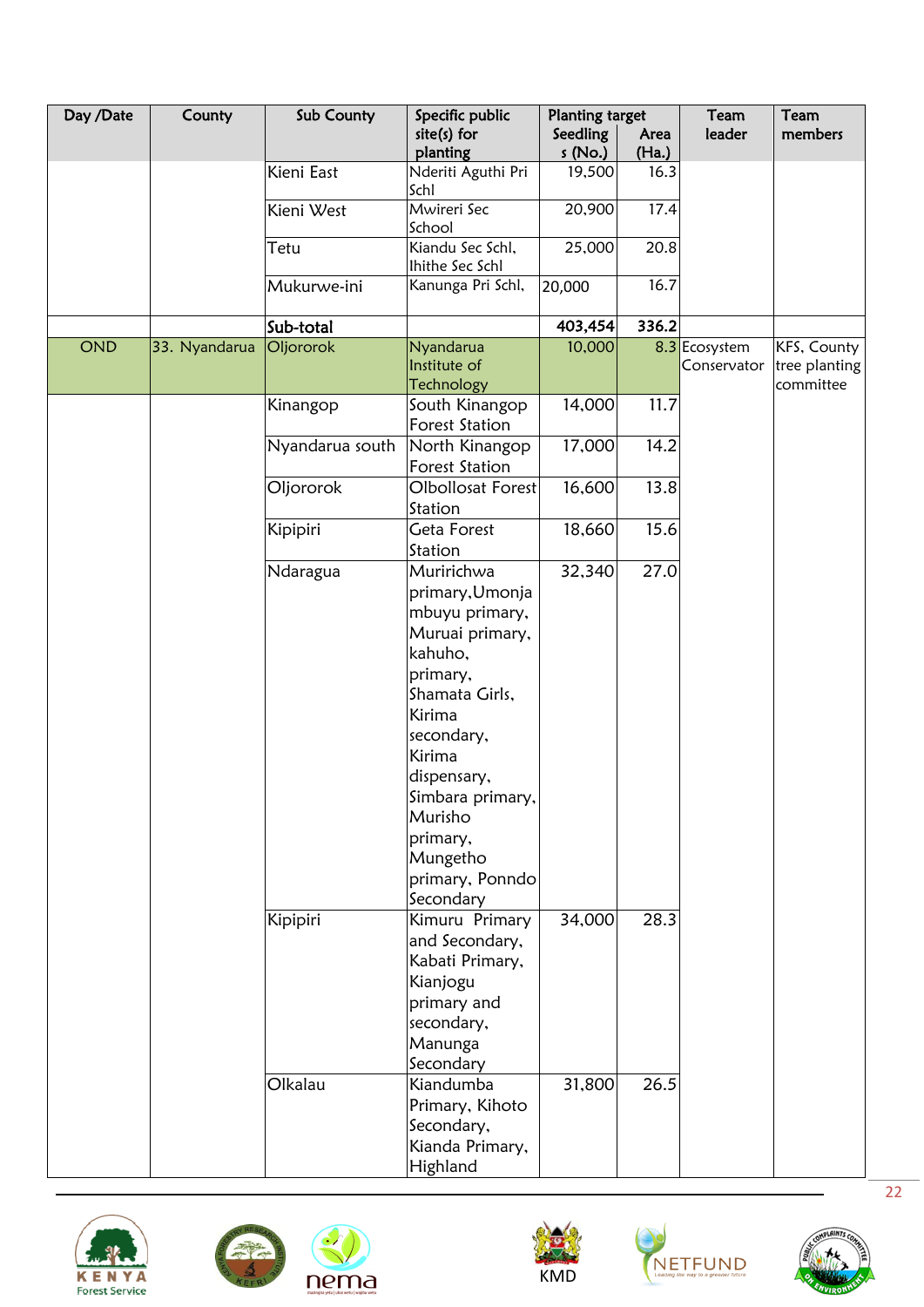| Day /Date | County | Sub County | Specific public site(s) for planting | Planting target | | Team leader | Team members |
|---|---|---|---|---|---|---|---|
| | | | | Seedlings (No.) | Area (Ha.) | | |
| | | Kieni East | Nderiti Aguthi Pri Schl | 19,500 | 16.3 | | |
| | | Kieni West | Mwireri Sec School | 20,900 | 17.4 | | |
| | | Tetu | Kiandu Sec Schl, Ihithe Sec Schl | 25,000 | 20.8 | | |
| | | Mukurwe-ini | Kanunga Pri Schl, | 20,000 | 16.7 | | |
| | | **Sub-total** | | **403,454** | **336.2** | | |
| OND | 33. Nyandarua | Oljororok | Nyandarua Institute of Technology | 10,000 | 8.3 | Ecosystem Conservator | KFS, County tree planting committee |
| | | Kinangop | South Kinangop Forest Station | 14,000 | 11.7 | | |
| | | Nyandarua south | North Kinangop Forest Station | 17,000 | 14.2 | | |
| | | Oljororok | Olbollosat Forest Station | 16,600 | 13.8 | | |
| | | Kipipiri | Geta Forest Station | 18,660 | 15.6 | | |
| | | Ndaragua | Muririchwa primary,Umonja mbuyu primary, Muruai primary, kahuho, primary, Shamata Girls, Kirima secondary, Kirima dispensary, Simbara primary, Murisho primary, Mungetho primary, Ponndo Secondary | 32,340 | 27.0 | | |
| | | Kipipiri | Kimuru Primary and Secondary, Kabati Primary, Kianjogu primary and secondary, Manunga Secondary | 34,000 | 28.3 | | |
| | | Olkalau | Kiandumba Primary, Kihoto Secondary, Kianda Primary, Highland | 31,800 | 26.5 | | |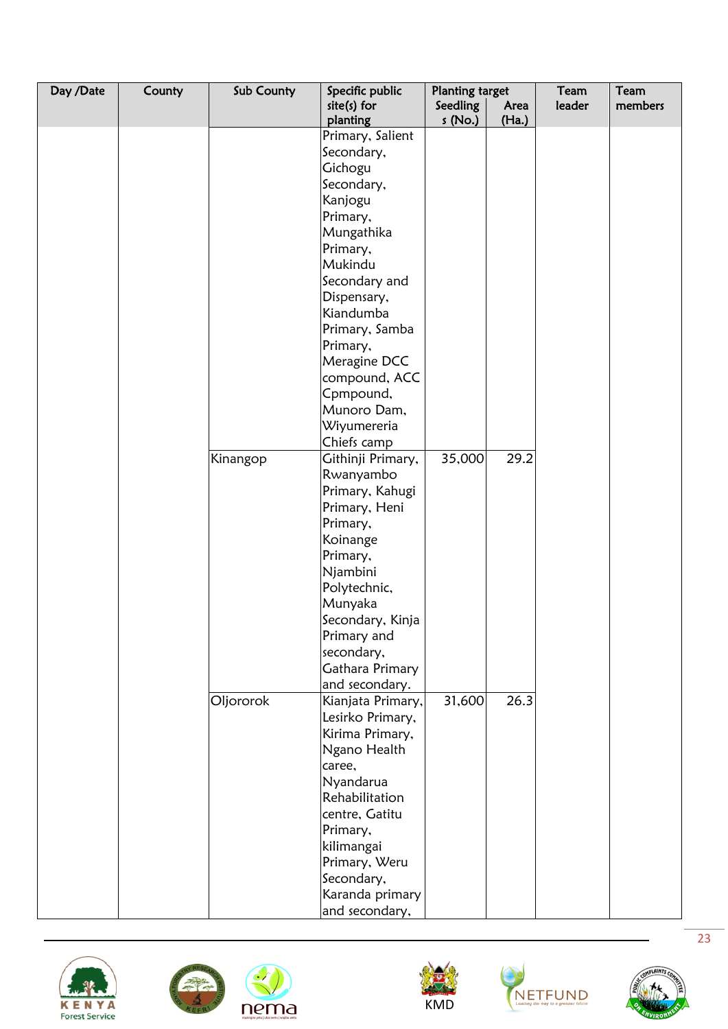| Day /Date | County | Sub County | Specific public site(s) for planting | Planting target | | Team leader | Team members |
|---|---|---|---|---|---|---|---|
| | | | | Seedlings (No.) | Area (Ha.) | | |
| | | | Primary, Salient Secondary, Gichogu Secondary, Kanjogu Primary, Mungathika Primary, Mukindu Secondary and Dispensary, Kiandumba Primary, Samba Primary, Meragine DCC compound, ACC Cpmpound, Munoro Dam, Wiyumereria Chiefs camp | | | | |
| | | Kinangop | Githinji Primary, Rwanyambo Primary, Kahugi Primary, Heni Primary, Koinange Primary, Njambini Polytechnic, Munyaka Secondary, Kinja Primary and secondary, Gathara Primary and secondary. | 35,000 | 29.2 | | |
| | | Oljororok | Kianjata Primary, Lesirko Primary, Kirima Primary, Ngano Health caree, Nyandarua Rehabilitation centre, Gatitu Primary, kilimangai Primary, Weru Secondary, Karanda primary and secondary, | 31,600 | 26.3 | | |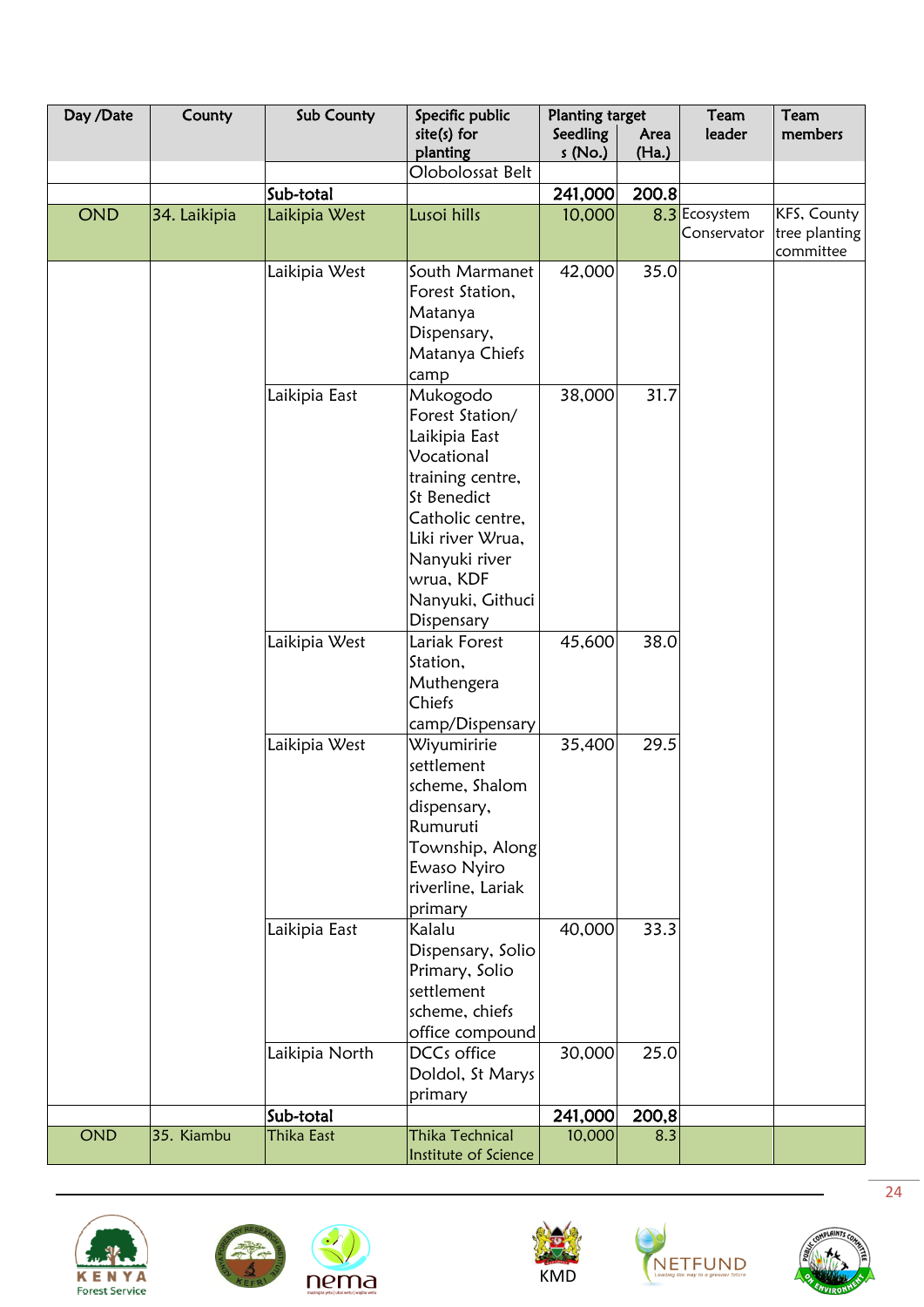| Day /Date | County | Sub County | Specific public site(s) for planting | Planting target | | Team leader | Team members |
|---|---|---|---|---|---|---|---|
| | | | | Seedlings (No.) | Area (Ha.) | | |
| | | | Olobolossat Belt | | | | |
| | | Sub-total | | 241,000 | 200.8 | | |
| OND | 34. Laikipia | Laikipia West | Lusoi hills | 10,000 | 8.3 | Ecosystem Conservator | KFS, County tree planting committee |
| | | Laikipia West | South Marmanet Forest Station, Matanya Dispensary, Matanya Chiefs camp | 42,000 | 35.0 | | |
| | | Laikipia East | Mukogodo Forest Station/ Laikipia East Vocational training centre, St Benedict Catholic centre, Liki river Wrua, Nanyuki river wrua, KDF Nanyuki, Githuci Dispensary | 38,000 | 31.7 | | |
| | | Laikipia West | Lariak Forest Station, Muthengera Chiefs camp/Dispensary | 45,600 | 38.0 | | |
| | | Laikipia West | Wiyumiririe settlement scheme, Shalom dispensary, Rumuruti Township, Along Ewaso Nyiro riverline, Lariak primary | 35,400 | 29.5 | | |
| | | Laikipia East | Kalalu Dispensary, Solio Primary, Solio settlement scheme, chiefs office compound | 40,000 | 33.3 | | |
| | | Laikipia North | DCCs office Doldol, St Marys primary | 30,000 | 25.0 | | |
| | | Sub-total | | 241,000 | 200,8 | | |
| OND | 35. Kiambu | Thika East | Thika Technical Institute of Science | 10,000 | 8.3 | | |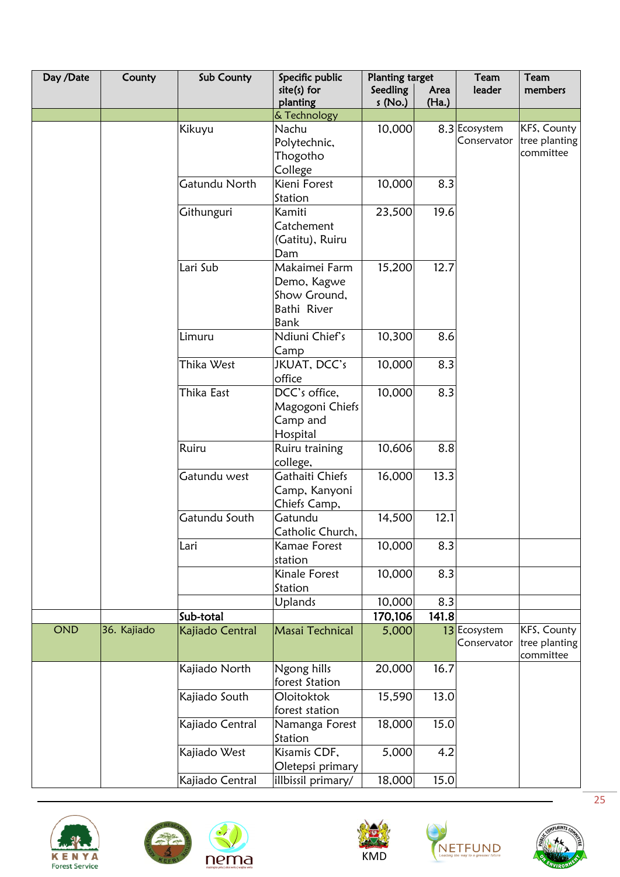| Day /Date | County | Sub County | Specific public site(s) for planting | Planting target | | Team leader | Team members |
|---|---|---|---|---|---|---|---|
| | | | | Seedlings (No.) | Area (Ha.) | | |
| | | | & Technology | | | | |
| | | Kikuyu | Nachu Polytechnic, Thogotho College | 10,000 | 8.3 | Ecosystem Conservator | KFS, County tree planting committee |
| | | Gatundu North | Kieni Forest Station | 10,000 | 8.3 | | |
| | | Githunguri | Kamiti Catchement (Gatitu), Ruiru Dam | 23,500 | 19.6 | | |
| | | Lari Sub | Makaimei Farm Demo, Kagwe Show Ground, Bathi River Bank | 15,200 | 12.7 | | |
| | | Limuru | Ndiuni Chief's Camp | 10,300 | 8.6 | | |
| | | Thika West | JKUAT, DCC's office | 10,000 | 8.3 | | |
| | | Thika East | DCC's office, Magogoni Chiefs Camp and Hospital | 10,000 | 8.3 | | |
| | | Ruiru | Ruiru training college, | 10,606 | 8.8 | | |
| | | Gatundu west | Gathaiti Chiefs Camp, Kanyoni Chiefs Camp, | 16,000 | 13.3 | | |
| | | Gatundu South | Gatundu Catholic Church, | 14,500 | 12.1 | | |
| | | Lari | Kamae Forest station | 10,000 | 8.3 | | |
| | | | Kinale Forest Station | 10,000 | 8.3 | | |
| | | | Uplands | 10,000 | 8.3 | | |
| | | **Sub-total** | | **170,106** | **141.8** | | |
| OND | 36. Kajiado | Kajiado Central | Masai Technical | 5,000 | 13 | Ecosystem Conservator | KFS, County tree planting committee |
| | | Kajiado North | Ngong hills forest Station | 20,000 | 16.7 | | |
| | | Kajiado South | Oloitoktok forest station | 15,590 | 13.0 | | |
| | | Kajiado Central | Namanga Forest Station | 18,000 | 15.0 | | |
| | | Kajiado West | Kisamis CDF, Oletepsi primary | 5,000 | 4.2 | | |
| | | Kajiado Central | illbissil primary/ | 18,000 | 15.0 | | |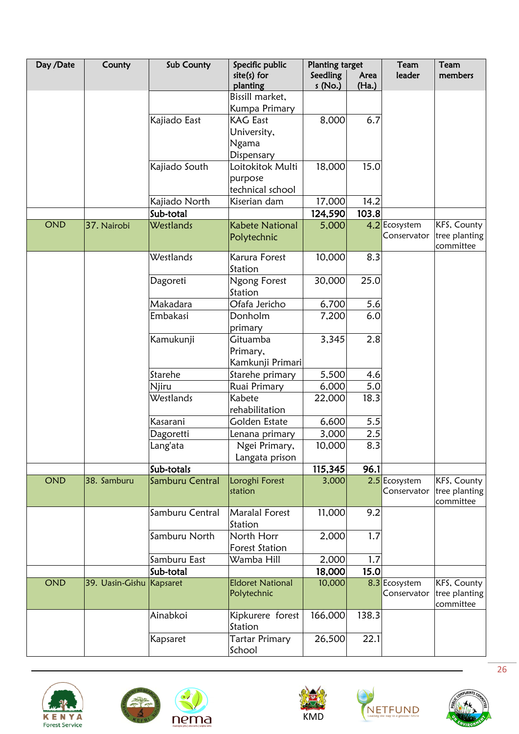| Day /Date | County | Sub County | Specific public site(s) for planting | Planting target | | Team leader | Team members |
|---|---|---|---|---|---|---|---|
| | | | | Seedlings (No.) | Area (Ha.) | | |
| | | | Bissill market, Kumpa Primary | | | | |
| | | Kajiado East | KAG East University, Ngama Dispensary | 8,000 | 6.7 | | |
| | | Kajiado South | Loitokitok Multi purpose technical school | 18,000 | 15.0 | | |
| | | Kajiado North | Kiserian dam | 17,000 | 14.2 | | |
| | | **Sub-total** | | **124,590** | **103.8** | | |
| OND | 37. Nairobi | Westlands | Kabete National Polytechnic | 5,000 | 4.2 | Ecosystem Conservator | KFS, County tree planting committee |
| | | Westlands | Karura Forest Station | 10,000 | 8.3 | | |
| | | Dagoreti | Ngong Forest Station | 30,000 | 25.0 | | |
| | | Makadara | Ofafa Jericho | 6,700 | 5.6 | | |
| | | Embakasi | Donholm primary | 7,200 | 6.0 | | |
| | | Kamukunji | Gituamba Primary, Kamkunji Primari | 3,345 | 2.8 | | |
| | | Starehe | Starehe primary | 5,500 | 4.6 | | |
| | | Njiru | Ruai Primary | 6,000 | 5.0 | | |
| | | Westlands | Kabete rehabilitation | 22,000 | 18.3 | | |
| | | Kasarani | Golden Estate | 6,600 | 5.5 | | |
| | | Dagoretti | Lenana primary | 3,000 | 2.5 | | |
| | | Lang'ata | Ngei Primary, Langata prison | 10,000 | 8.3 | | |
| | | **Sub-totals** | | **115,345** | **96.1** | | |
| OND | 38. Samburu | Samburu Central | Loroghi Forest station | 3,000 | 2.5 | Ecosystem Conservator | KFS, County tree planting committee |
| | | Samburu Central | Maralal Forest Station | 11,000 | 9.2 | | |
| | | Samburu North | North Horr Forest Station | 2,000 | 1.7 | | |
| | | Samburu East | Wamba Hill | 2,000 | 1.7 | | |
| | | **Sub-total** | | **18,000** | **15.0** | | |
| OND | 39. Uasin-Gishu | Kapsaret | Eldoret National Polytechnic | 10,000 | 8.3 | Ecosystem Conservator | KFS, County tree planting committee |
| | | Ainabkoi | Kipkurere forest Station | 166,000 | 138.3 | | |
| | | Kapsaret | Tartar Primary School | 26,500 | 22.1 | | |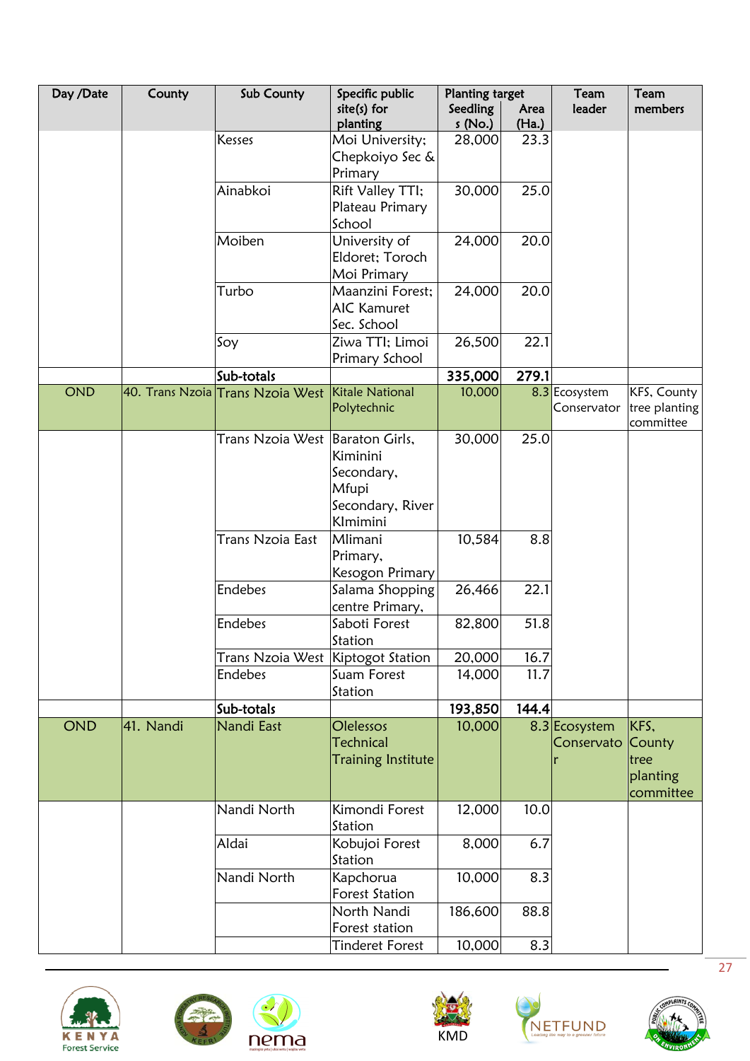| Day /Date | County | Sub County | Specific public site(s) for planting | Planting target | | Team leader | Team members |
|---|---|---|---|---|---|---|---|
| | | | | Seedlings (No.) | Area (Ha.) | | |
| | | Kesses | Moi University; Chepkoiyo Sec & Primary | 28,000 | 23.3 | | |
| | | Ainabkoi | Rift Valley TTI; Plateau Primary School | 30,000 | 25.0 | | |
| | | Moiben | University of Eldoret; Toroch Moi Primary | 24,000 | 20.0 | | |
| | | Turbo | Maanzini Forest; AIC Kamuret Sec. School | 24,000 | 20.0 | | |
| | | Soy | Ziwa TTI; Limoi Primary School | 26,500 | 22.1 | | |
| | | **Sub-totals** | | **335,000** | **279.1** | | |
| OND | 40. Trans Nzoia | Trans Nzoia West | Kitale National Polytechnic | 10,000 | 8.3 | Ecosystem Conservator | KFS, County tree planting committee |
| | | Trans Nzoia West | Baraton Girls, Kiminini Secondary, Mfupi Secondary, River KImimini | 30,000 | 25.0 | | |
| | | Trans Nzoia East | Mlimani Primary, Kesogon Primary | 10,584 | 8.8 | | |
| | | Endebes | Salama Shopping centre Primary, | 26,466 | 22.1 | | |
| | | Endebes | Saboti Forest Station | 82,800 | 51.8 | | |
| | | Trans Nzoia West | Kiptogot Station | 20,000 | 16.7 | | |
| | | Endebes | Suam Forest Station | 14,000 | 11.7 | | |
| | | **Sub-totals** | | **193,850** | **144.4** | | |
| OND | 41. Nandi | Nandi East | Olelessos Technical Training Institute | 10,000 | 8.3 | Ecosystem Conservator | KFS, County tree planting committee |
| | | Nandi North | Kimondi Forest Station | 12,000 | 10.0 | | |
| | | Aldai | Kobujoi Forest Station | 8,000 | 6.7 | | |
| | | Nandi North | Kapchorua Forest Station | 10,000 | 8.3 | | |
| | | | North Nandi Forest station | 186,600 | 88.8 | | |
| | | | Tinderet Forest | 10,000 | 8.3 | | |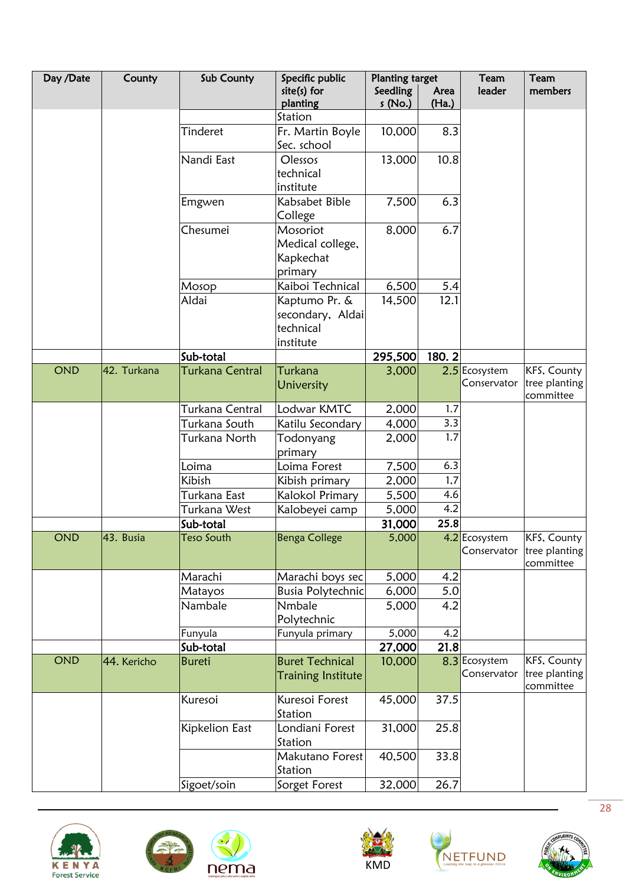| Day /Date | County | Sub County | Specific public site(s) for planting | Planting target | | Team leader | Team members |
|---|---|---|---|---|---|---|---|
| | | | | Seedlings (No.) | Area (Ha.) | | |
| | | | Station | | | | |
| | | Tinderet | Fr. Martin Boyle Sec. school | 10,000 | 8.3 | | |
| | | Nandi East | Olessos technical institute | 13,000 | 10.8 | | |
| | | Emgwen | Kabsabet Bible College | 7,500 | 6.3 | | |
| | | Chesumei | Mosoriot Medical college, Kapkechat primary | 8,000 | 6.7 | | |
| | | Mosop | Kaiboi Technical | 6,500 | 5.4 | | |
| | | Aldai | Kaptumo Pr. & secondary, Aldai technical institute | 14,500 | 12.1 | | |
| | | **Sub-total** | | **295,500** | **180. 2** | | |
| OND | 42. Turkana | Turkana Central | Turkana University | 3,000 | 2.5 | Ecosystem Conservator | KFS, County tree planting committee |
| | | Turkana Central | Lodwar KMTC | 2,000 | 1.7 | | |
| | | Turkana South | Katilu Secondary | 4,000 | 3.3 | | |
| | | Turkana North | Todonyang primary | 2,000 | 1.7 | | |
| | | Loima | Loima Forest | 7,500 | 6.3 | | |
| | | Kibish | Kibish primary | 2,000 | 1.7 | | |
| | | Turkana East | Kalokol Primary | 5,500 | 4.6 | | |
| | | Turkana West | Kalobeyei camp | 5,000 | 4.2 | | |
| | | **Sub-total** | | **31,000** | **25.8** | | |
| OND | 43. Busia | Teso South | Benga College | 5,000 | 4.2 | Ecosystem Conservator | KFS, County tree planting committee |
| | | Marachi | Marachi boys sec | 5,000 | 4.2 | | |
| | | Matayos | Busia Polytechnic | 6,000 | 5.0 | | |
| | | Nambale | Nmbale Polytechnic | 5,000 | 4.2 | | |
| | | Funyula | Funyula primary | 5,000 | 4.2 | | |
| | | **Sub-total** | | **27,000** | **21.8** | | |
| OND | 44. Kericho | Bureti | Buret Technical Training Institute | 10,000 | 8.3 | Ecosystem Conservator | KFS, County tree planting committee |
| | | Kuresoi | Kuresoi Forest Station | 45,000 | 37.5 | | |
| | | Kipkelion East | Londiani Forest Station | 31,000 | 25.8 | | |
| | | | Makutano Forest Station | 40,500 | 33.8 | | |
| | | Sigoet/soin | Sorget Forest | 32,000 | 26.7 | | |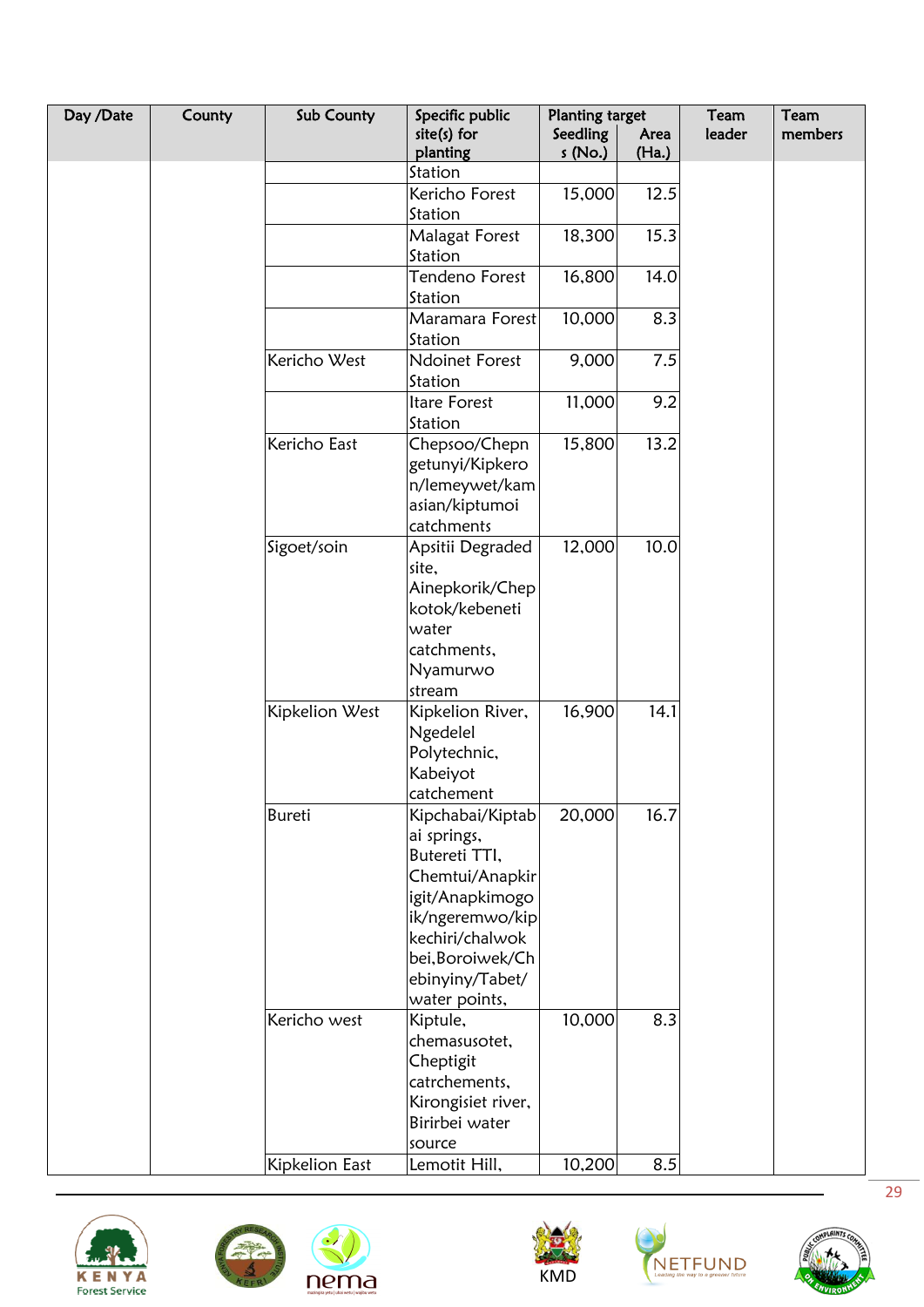| Day /Date | County | Sub County | Specific public site(s) for planting | Planting target | | Team leader | Team members |
|---|---|---|---|---|---|---|---|
| | | | | Seedlings (No.) | Area (Ha.) | | |
| | | | Station | | | | |
| | | | Kericho Forest Station | 15,000 | 12.5 | | |
| | | | Malagat Forest Station | 18,300 | 15.3 | | |
| | | | Tendeno Forest Station | 16,800 | 14.0 | | |
| | | | Maramara Forest Station | 10,000 | 8.3 | | |
| | | Kericho West | Ndoinet Forest Station | 9,000 | 7.5 | | |
| | | | Itare Forest Station | 11,000 | 9.2 | | |
| | | Kericho East | Chepsoo/Chepngetunyi/Kipkeron/lemeywet/kamasian/kiptumoi catchments | 15,800 | 13.2 | | |
| | | Sigoet/soin | Apsitii Degraded site, Ainepkorik/Chepkotok/kebeneti water catchments, Nyamurwo stream | 12,000 | 10.0 | | |
| | | Kipkelion West | Kipkelion River, Ngedelel Polytechnic, Kabeiyot catchement | 16,900 | 14.1 | | |
| | | Bureti | Kipchabai/Kiptabai springs, Butereti TTI, Chemtui/Anapkirigit/Anapkimogoik/ngeremwo/kipkechiri/chalwokbei,Boroiwek/Chebinyiny/Tabet/ water points, | 20,000 | 16.7 | | |
| | | Kericho west | Kiptule, chemasusotet, Cheptigit catrchements, Kirongisiet river, Biribei water source | 10,000 | 8.3 | | |
| | | Kipkelion East | Lemotit Hill, | 10,200 | 8.5 | | |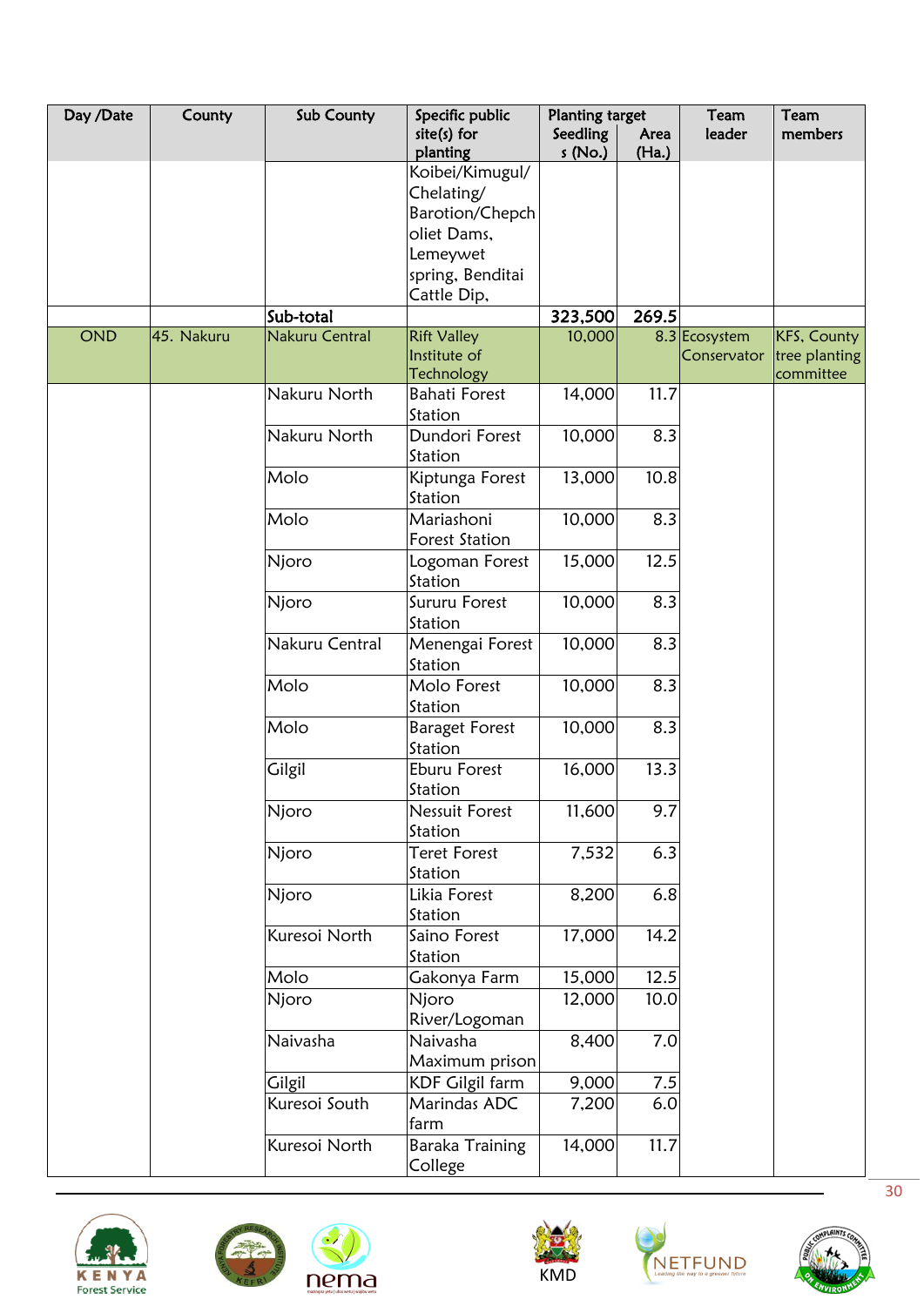| Day /Date | County | Sub County | Specific public site(s) for planting | Planting target | | Team leader | Team members |
|---|---|---|---|---|---|---|---|
| | | | | Seedlings (No.) | Area (Ha.) | | |
| | | | Koibei/Kimugul/ Chelating/ Barotion/Chepcholiet Dams, Lemeywet spring, Benditai Cattle Dip, | | | | |
| | | **Sub-total** | | **323,500** | **269.5** | | |
| OND | 45. Nakuru | Nakuru Central | Rift Valley Institute of Technology | 10,000 | 8.3 | Ecosystem Conservator | KFS, County tree planting committee |
| | | Nakuru North | Bahati Forest Station | 14,000 | 11.7 | | |
| | | Nakuru North | Dundori Forest Station | 10,000 | 8.3 | | |
| | | Molo | Kiptunga Forest Station | 13,000 | 10.8 | | |
| | | Molo | Mariashoni Forest Station | 10,000 | 8.3 | | |
| | | Njoro | Logoman Forest Station | 15,000 | 12.5 | | |
| | | Njoro | Sururu Forest Station | 10,000 | 8.3 | | |
| | | Nakuru Central | Menengai Forest Station | 10,000 | 8.3 | | |
| | | Molo | Molo Forest Station | 10,000 | 8.3 | | |
| | | Molo | Baraget Forest Station | 10,000 | 8.3 | | |
| | | Gilgil | Eburu Forest Station | 16,000 | 13.3 | | |
| | | Njoro | Nessuit Forest Station | 11,600 | 9.7 | | |
| | | Njoro | Teret Forest Station | 7,532 | 6.3 | | |
| | | Njoro | Likia Forest Station | 8,200 | 6.8 | | |
| | | Kuresoi North | Saino Forest Station | 17,000 | 14.2 | | |
| | | Molo | Gakonya Farm | 15,000 | 12.5 | | |
| | | Njoro | Njoro River/Logoman | 12,000 | 10.0 | | |
| | | Naivasha | Naivasha Maximum prison | 8,400 | 7.0 | | |
| | | Gilgil | KDF Gilgil farm | 9,000 | 7.5 | | |
| | | Kuresoi South | Marindas ADC farm | 7,200 | 6.0 | | |
| | | Kuresoi North | Baraka Training College | 14,000 | 11.7 | | |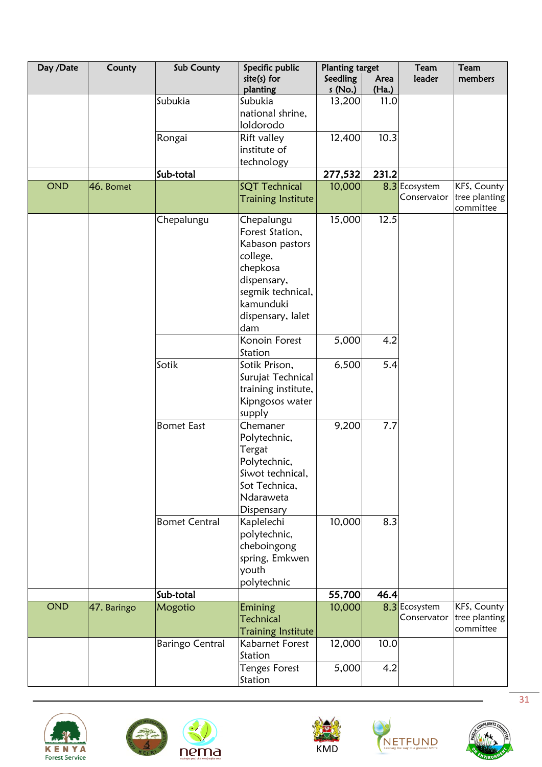| Day /Date | County | Sub County | Specific public site(s) for planting | Planting target | | Team leader | Team members |
|---|---|---|---|---|---|---|---|
| | | | | Seedlings (No.) | Area (Ha.) | | |
| | | Subukia | Subukia national shrine, loldorodo | 13,200 | 11.0 | | |
| | | Rongai | Rift valley institute of technology | 12,400 | 10.3 | | |
| | | **Sub-total** | | **277,532** | **231.2** | | |
| OND | 46. Bomet | | SQT Technical Training Institute | 10,000 | 8.3 | Ecosystem Conservator | KFS, County tree planting committee |
| | | Chepalungu | Chepalungu Forest Station, Kabason pastors college, chepkosa dispensary, segmik technical, kamunduki dispensary, lalet dam | 15,000 | 12.5 | | |
| | | | Konoin Forest Station | 5,000 | 4.2 | | |
| | | Sotik | Sotik Prison, Surujat Technical training institute, Kipngosos water supply | 6,500 | 5.4 | | |
| | | Bomet East | Chemaner Polytechnic, Tergat Polytechnic, Siwot technical, Sot Technica, Ndaraweta Dispensary | 9,200 | 7.7 | | |
| | | Bomet Central | Kaplelechi polytechnic, cheboingong spring, Emkwen youth polytechnic | 10,000 | 8.3 | | |
| | | **Sub-total** | | **55,700** | **46.4** | | |
| OND | 47. Baringo | Mogotio | Emining Technical Training Institute | 10,000 | 8.3 | Ecosystem Conservator | KFS, County tree planting committee |
| | | Baringo Central | Kabarnet Forest Station | 12,000 | 10.0 | | |
| | | | Tenges Forest Station | 5,000 | 4.2 | | |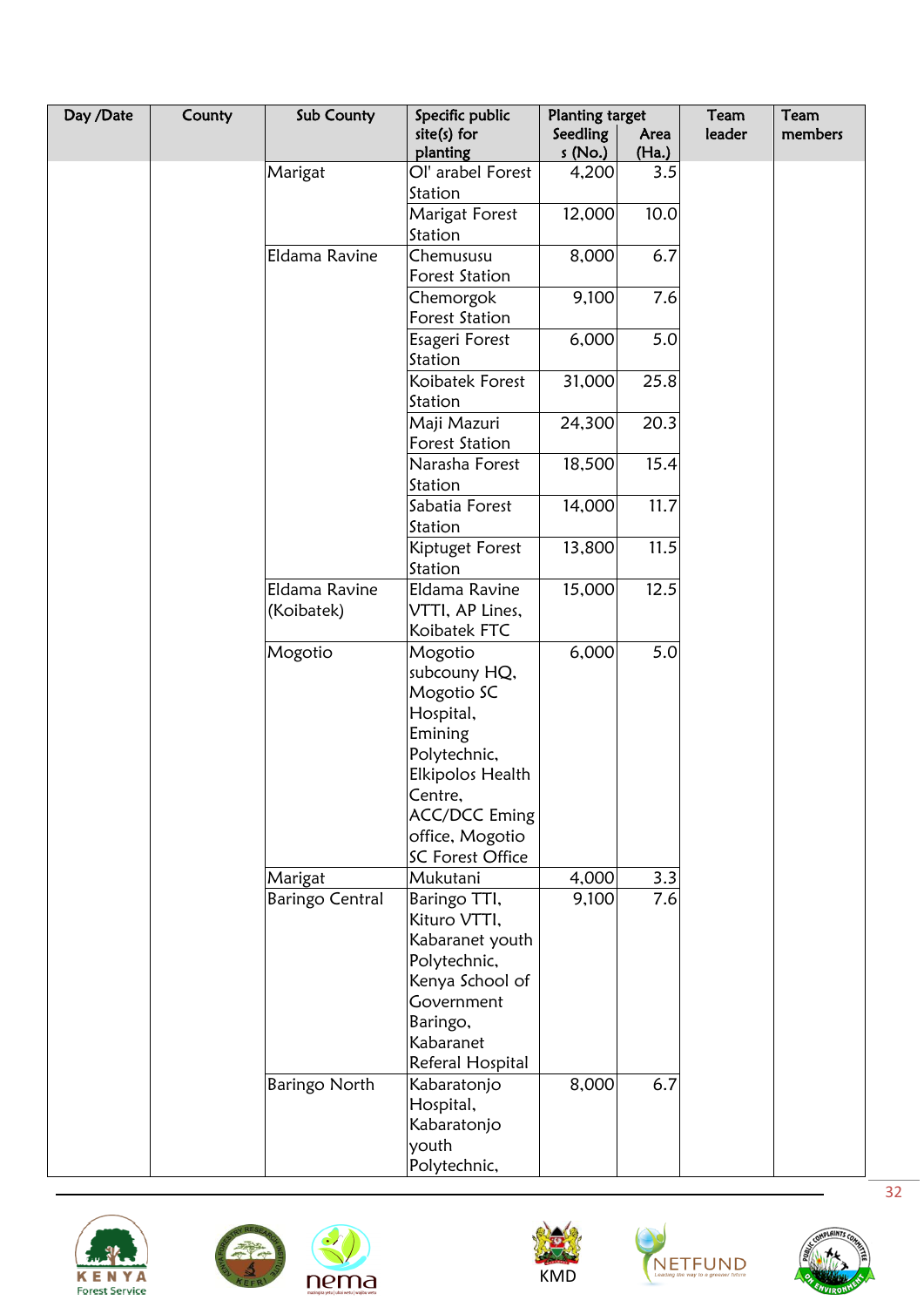| Day /Date | County | Sub County | Specific public site(s) for planting | Planting target | | Team leader | Team members |
|---|---|---|---|---|---|---|---|
| | | | | Seedlings (No.) | Area (Ha.) | | |
| | | Marigat | Ol' arabel Forest Station | 4,200 | 3.5 | | |
| | | | Marigat Forest Station | 12,000 | 10.0 | | |
| | | Eldama Ravine | Chemususu Forest Station | 8,000 | 6.7 | | |
| | | | Chemorgok Forest Station | 9,100 | 7.6 | | |
| | | | Esageri Forest Station | 6,000 | 5.0 | | |
| | | | Koibatek Forest Station | 31,000 | 25.8 | | |
| | | | Maji Mazuri Forest Station | 24,300 | 20.3 | | |
| | | | Narasha Forest Station | 18,500 | 15.4 | | |
| | | | Sabatia Forest Station | 14,000 | 11.7 | | |
| | | | Kiptuget Forest Station | 13,800 | 11.5 | | |
| | | Eldama Ravine (Koibatek) | Eldama Ravine VTTI, AP Lines, Koibatek FTC | 15,000 | 12.5 | | |
| | | Mogotio | Mogotio subcouny HQ, Mogotio SC Hospital, Emining Polytechnic, Elkipolos Health Centre, ACC/DCC Eming office, Mogotio SC Forest Office | 6,000 | 5.0 | | |
| | | Marigat | Mukutani | 4,000 | 3.3 | | |
| | | Baringo Central | Baringo TTI, Kituro VTTI, Kabaranet youth Polytechnic, Kenya School of Government Baringo, Kabaranet Referal Hospital | 9,100 | 7.6 | | |
| | | Baringo North | Kabaratonjo Hospital, Kabaratonjo youth Polytechnic, | 8,000 | 6.7 | | |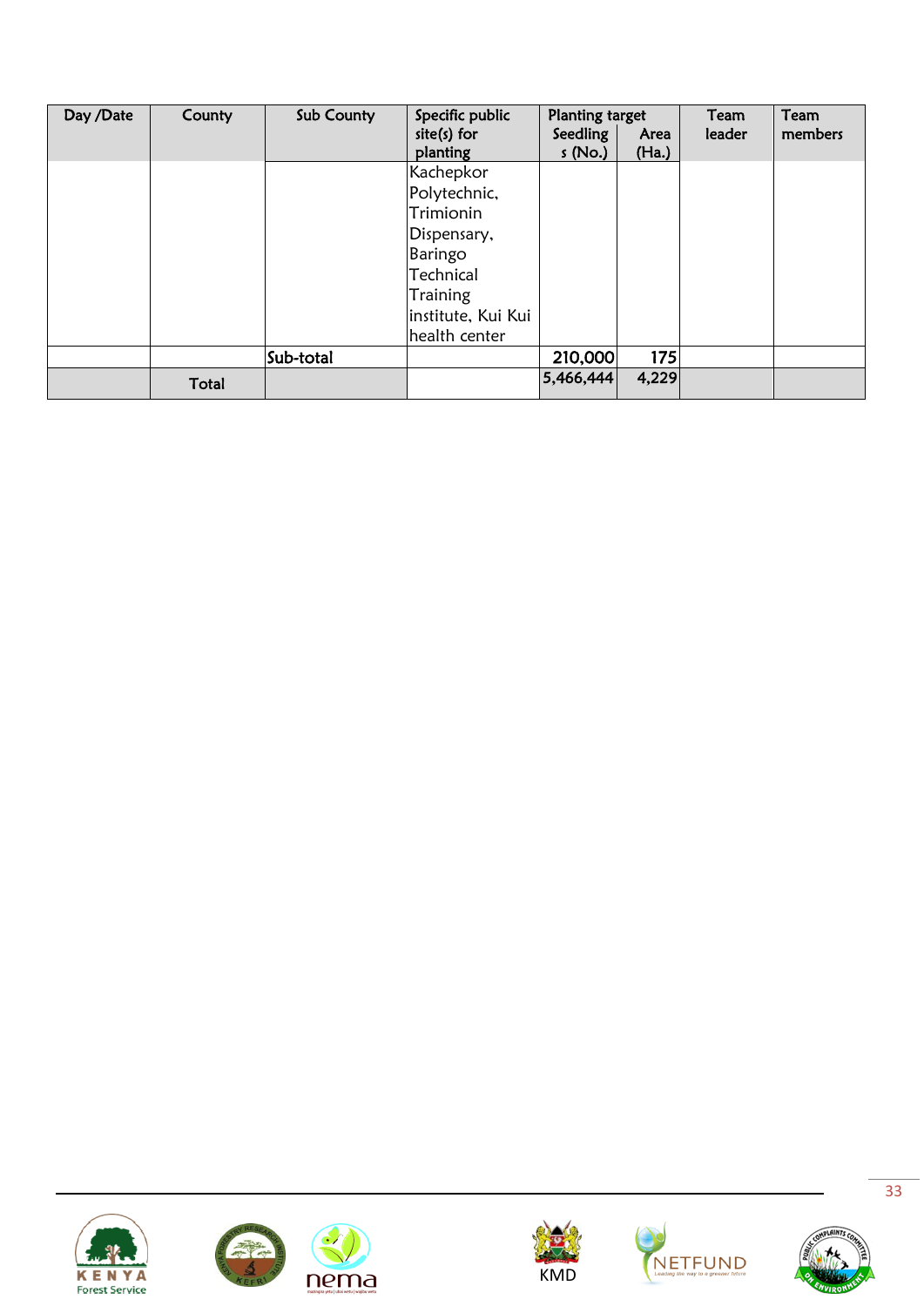| Day /Date | County | Sub County | Specific public site(s) for planting | Planting target | | Team leader | Team members |
|---|---|---|---|---|---|---|---|
| | | | | Seedlings (No.) | Area (Ha.) | | |
| | | | Kachepkor Polytechnic, Trimionin Dispensary, Baringo Technical Training institute, Kui Kui health center | | | | |
| | | Sub-total | | 210,000 | 175 | | |
| | Total | | | 5,466,444 | 4,229 | | |

KENYA Forest Service KEFRI nema KMD NETFUND Leading the way to a greener future PUBLIC COMPLAINTS COMMITTEE ON ENVIRONMENT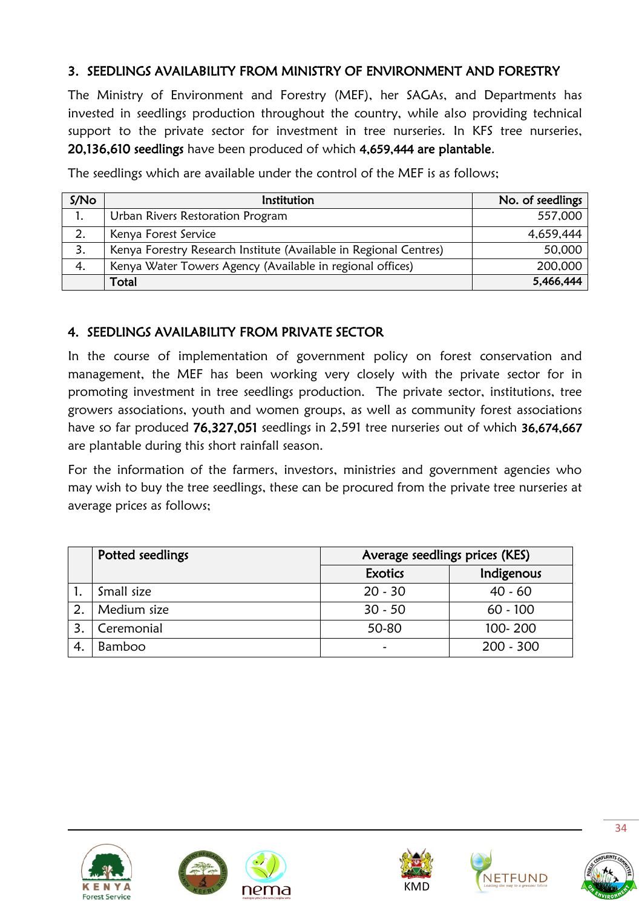## 3. SEEDLINGS AVAILABILITY FROM MINISTRY OF ENVIRONMENT AND FORESTRY

The Ministry of Environment and Forestry (MEF), her SAGAs, and Departments has invested in seedlings production throughout the country, while also providing technical support to the private sector for investment in tree nurseries. In KFS tree nurseries, **20,136,610 seedlings** have been produced of which **4,659,444 are plantable**.

The seedlings which are available under the control of the MEF is as follows;

| S/No | Institution | No. of seedlings |
|---|---|---|
| 1. | Urban Rivers Restoration Program | 557,000 |
| 2. | Kenya Forest Service | 4,659,444 |
| 3. | Kenya Forestry Research Institute (Available in Regional Centres) | 50,000 |
| 4. | Kenya Water Towers Agency (Available in regional offices) | 200,000 |
| | **Total** | **5,466,444** |

## 4. SEEDLINGS AVAILABILITY FROM PRIVATE SECTOR

In the course of implementation of government policy on forest conservation and management, the MEF has been working very closely with the private sector for in promoting investment in tree seedlings production. The private sector, institutions, tree growers associations, youth and women groups, as well as community forest associations have so far produced **76,327,051** seedlings in 2,591 tree nurseries out of which **36,674,667** are plantable during this short rainfall season.

For the information of the farmers, investors, ministries and government agencies who may wish to buy the tree seedlings, these can be procured from the private tree nurseries at average prices as follows;

| | Potted seedlings | Average seedlings prices (KES) | |
|---|---|---|---|
| | | Exotics | Indigenous |
| 1. | Small size | 20 - 30 | 40 - 60 |
| 2. | Medium size | 30 - 50 | 60 - 100 |
| 3. | Ceremonial | 50-80 | 100- 200 |
| 4. | Bamboo | - | 200 - 300 |